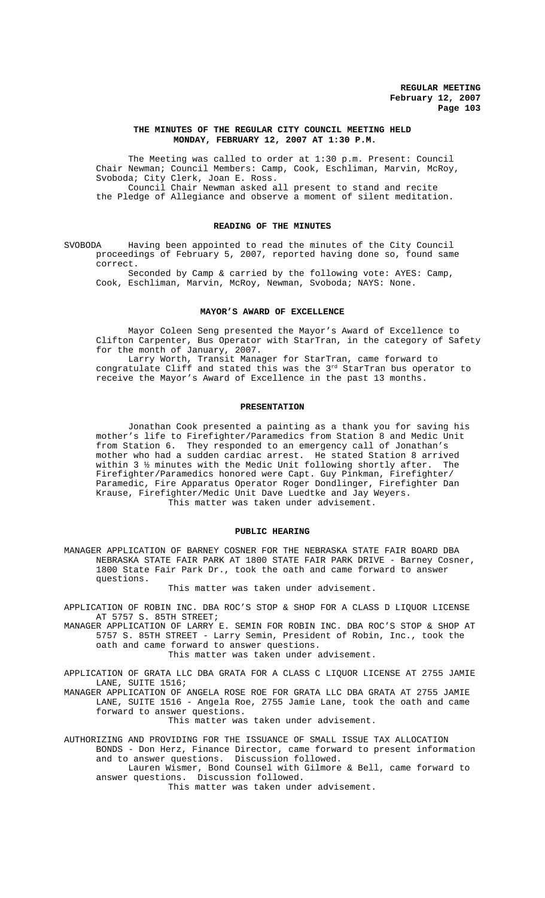# THE MINUTES OF THE REGULAR CITY COUNCIL MEETING HELD MONDAY, FEBRUARY 12, 2007 AT 1:30 P.M.

The Meeting was called to order at 1:30 p.m. Present: Council Chair Newman; Council Members: Camp, Cook, Eschliman, Marvin, McRoy, Svoboda; City Clerk, Joan E. Ross.

Council Chair Newman asked all present to stand and recite the Pledge of Allegiance and observe a moment of silent meditation.

## READING OF THE MINUTES

SVOBODA Having been appointed to read the minutes of the City Council proceedings of February 5, 2007, reported having done so, found same correct.

Seconded by Camp & carried by the following vote: AYES: Camp, Cook, Eschliman, Marvin, McRoy, Newman, Svoboda; NAYS: None.

## MAYOR'S AWARD OF EXCELLENCE

Mayor Coleen Seng presented the Mayor's Award of Excellence to Clifton Carpenter, Bus Operator with StarTran, in the category of Safety for the month of January, 2007.

Larry Worth, Transit Manager for StarTran, came forward to congratulate Cliff and stated this was the 3rd StarTran bus operator to receive the Mayor's Award of Excellence in the past 13 months.

## PRESENTATION

Jonathan Cook presented a painting as a thank you for saving his mother's life to Firefighter/Paramedics from Station 8 and Medic Unit from Station 6. They responded to an emergency call of Jonathan's mother who had a sudden cardiac arrest. He stated Station 8 arrived within 3 ½ minutes with the Medic Unit following shortly after. The Firefighter/Paramedics honored were Capt. Guy Pinkman, Firefighter/ Paramedic, Fire Apparatus Operator Roger Dondlinger, Firefighter Dan Krause, Firefighter/Medic Unit Dave Luedtke and Jay Weyers.

This matter was taken under advisement.

## PUBLIC HEARING

MANAGER APPLICATION OF BARNEY COSNER FOR THE NEBRASKA STATE FAIR BOARD DBA NEBRASKA STATE FAIR PARK AT 1800 STATE FAIR PARK DRIVE - Barney Cosner, 1800 State Fair Park Dr., took the oath and came forward to answer questions.

This matter was taken under advisement.

APPLICATION OF ROBIN INC. DBA ROC'S STOP & SHOP FOR A CLASS D LIQUOR LICENSE AT 5757 S. 85TH STREET;

MANAGER APPLICATION OF LARRY E. SEMIN FOR ROBIN INC. DBA ROC'S STOP & SHOP AT 5757 S. 85TH STREET - Larry Semin, President of Robin, Inc., took the oath and came forward to answer questions.

This matter was taken under advisement.

APPLICATION OF GRATA LLC DBA GRATA FOR A CLASS C LIQUOR LICENSE AT 2755 JAMIE LANE, SUITE 1516;

MANAGER APPLICATION OF ANGELA ROSE ROE FOR GRATA LLC DBA GRATA AT 2755 JAMIE LANE, SUITE 1516 - Angela Roe, 2755 Jamie Lane, took the oath and came forward to answer questions.

This matter was taken under advisement.

AUTHORIZING AND PROVIDING FOR THE ISSUANCE OF SMALL ISSUE TAX ALLOCATION BONDS - Don Herz, Finance Director, came forward to present information and to answer questions. Discussion followed.

Lauren Wismer, Bond Counsel with Gilmore & Bell, came forward to answer questions. Discussion followed.

This matter was taken under advisement.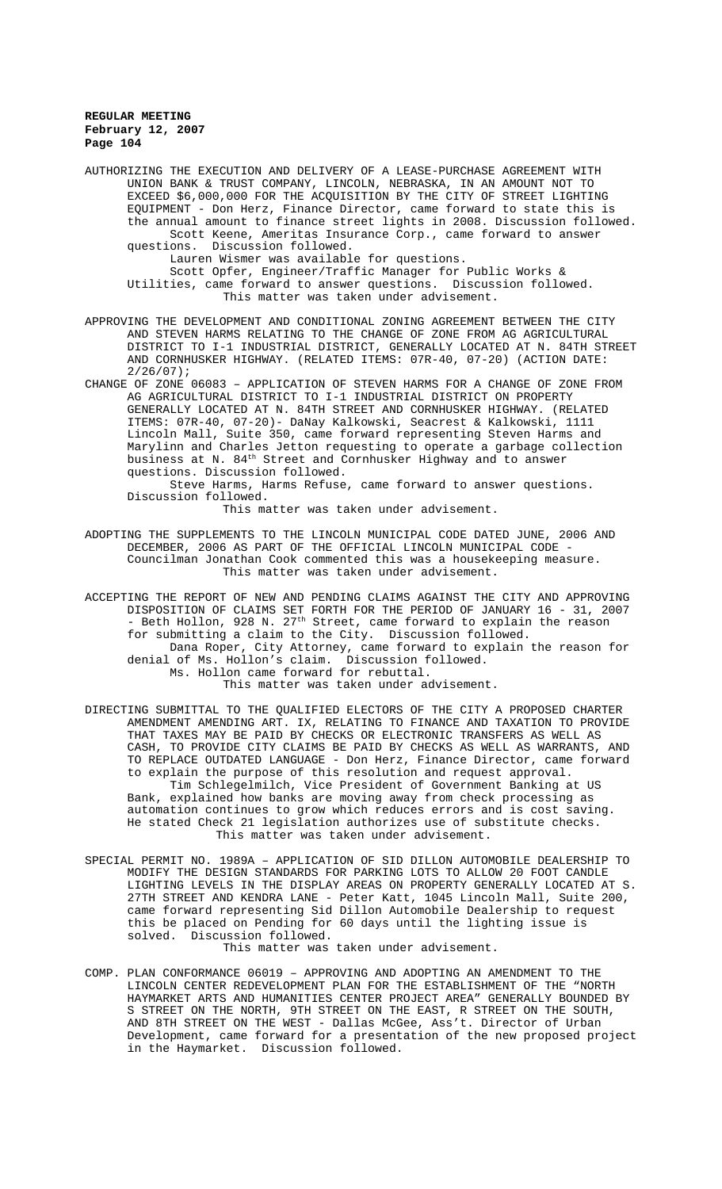AUTHORIZING THE EXECUTION AND DELIVERY OF A LEASE-PURCHASE AGREEMENT WITH UNION BANK & TRUST COMPANY, LINCOLN, NEBRASKA, IN AN AMOUNT NOT TO EXCEED $6,000,000 FOR THE ACQUISITION BY THE CITY OF STREET LIGHTING EQUIPMENT - Don Herz, Finance Director, came forward to state this is the annual amount to finance street lights in 2008. Discussion followed.

Scott Keene, Ameritas Insurance Corp., came forward to answer questions. Discussion followed.

Lauren Wismer was available for questions.

Scott Opfer, Engineer/Traffic Manager for Public Works & Utilities, came forward to answer questions. Discussion followed.

This matter was taken under advisement.

APPROVING THE DEVELOPMENT AND CONDITIONAL ZONING AGREEMENT BETWEEN THE CITY AND STEVEN HARMS RELATING TO THE CHANGE OF ZONE FROM AG AGRICULTURAL DISTRICT TO I-1 INDUSTRIAL DISTRICT, GENERALLY LOCATED AT N. 84TH STREET AND CORNHUSKER HIGHWAY. (RELATED ITEMS: 07R-40, 07-20) (ACTION DATE: 2/26/07);

CHANGE OF ZONE 06083 – APPLICATION OF STEVEN HARMS FOR A CHANGE OF ZONE FROM AG AGRICULTURAL DISTRICT TO I-1 INDUSTRIAL DISTRICT ON PROPERTY GENERALLY LOCATED AT N. 84TH STREET AND CORNHUSKER HIGHWAY. (RELATED ITEMS: 07R-40, 07-20)- DaNay Kalkowski, Seacrest & Kalkowski, 1111 Lincoln Mall, Suite 350, came forward representing Steven Harms and Marylinn and Charles Jetton requesting to operate a garbage collection business at N. 84th Street and Cornhusker Highway and to answer questions. Discussion followed.

Steve Harms, Harms Refuse, came forward to answer questions. Discussion followed.

This matter was taken under advisement.

ADOPTING THE SUPPLEMENTS TO THE LINCOLN MUNICIPAL CODE DATED JUNE, 2006 AND DECEMBER, 2006 AS PART OF THE OFFICIAL LINCOLN MUNICIPAL CODE - Councilman Jonathan Cook commented this was a housekeeping measure.

This matter was taken under advisement.

ACCEPTING THE REPORT OF NEW AND PENDING CLAIMS AGAINST THE CITY AND APPROVING DISPOSITION OF CLAIMS SET FORTH FOR THE PERIOD OF JANUARY 16 - 31, 2007 - Beth Hollon, 928 N. 27th Street, came forward to explain the reason for submitting a claim to the City. Discussion followed.

Dana Roper, City Attorney, came forward to explain the reason for denial of Ms. Hollon's claim. Discussion followed.

Ms. Hollon came forward for rebuttal.

This matter was taken under advisement.

DIRECTING SUBMITTAL TO THE QUALIFIED ELECTORS OF THE CITY A PROPOSED CHARTER AMENDMENT AMENDING ART. IX, RELATING TO FINANCE AND TAXATION TO PROVIDE THAT TAXES MAY BE PAID BY CHECKS OR ELECTRONIC TRANSFERS AS WELL AS CASH, TO PROVIDE CITY CLAIMS BE PAID BY CHECKS AS WELL AS WARRANTS, AND TO REPLACE OUTDATED LANGUAGE - Don Herz, Finance Director, came forward to explain the purpose of this resolution and request approval.

Tim Schlegelmilch, Vice President of Government Banking at US Bank, explained how banks are moving away from check processing as automation continues to grow which reduces errors and is cost saving. He stated Check 21 legislation authorizes use of substitute checks.

This matter was taken under advisement.

SPECIAL PERMIT NO. 1989A – APPLICATION OF SID DILLON AUTOMOBILE DEALERSHIP TO MODIFY THE DESIGN STANDARDS FOR PARKING LOTS TO ALLOW 20 FOOT CANDLE LIGHTING LEVELS IN THE DISPLAY AREAS ON PROPERTY GENERALLY LOCATED AT S. 27TH STREET AND KENDRA LANE - Peter Katt, 1045 Lincoln Mall, Suite 200, came forward representing Sid Dillon Automobile Dealership to request this be placed on Pending for 60 days until the lighting issue is solved. Discussion followed.

This matter was taken under advisement.

COMP. PLAN CONFORMANCE 06019 – APPROVING AND ADOPTING AN AMENDMENT TO THE LINCOLN CENTER REDEVELOPMENT PLAN FOR THE ESTABLISHMENT OF THE "NORTH HAYMARKET ARTS AND HUMANITIES CENTER PROJECT AREA" GENERALLY BOUNDED BY S STREET ON THE NORTH, 9TH STREET ON THE EAST, R STREET ON THE SOUTH, AND 8TH STREET ON THE WEST - Dallas McGee, Ass't. Director of Urban Development, came forward for a presentation of the new proposed project in the Haymarket. Discussion followed.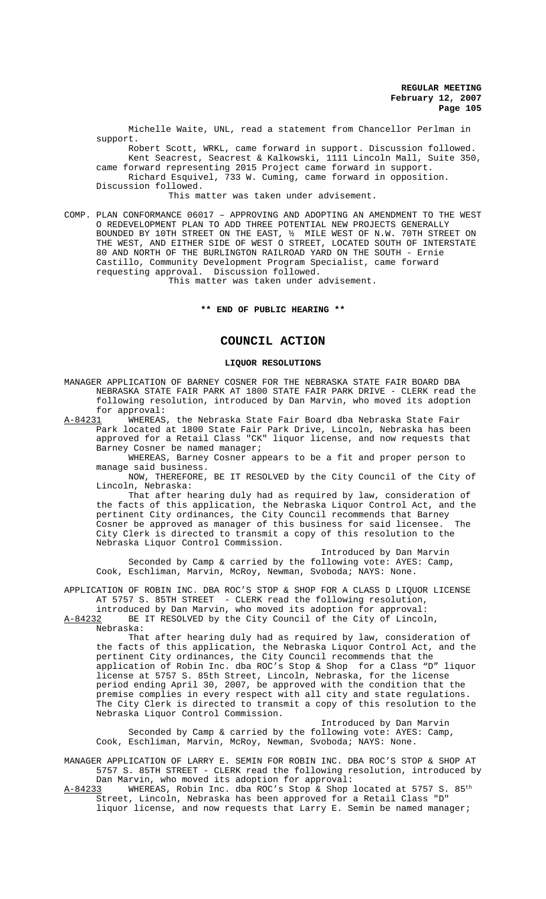Michelle Waite, UNL, read a statement from Chancellor Perlman in support.

Robert Scott, WRKL, came forward in support. Discussion followed.

Kent Seacrest, Seacrest & Kalkowski, 1111 Lincoln Mall, Suite 350, came forward representing 2015 Project came forward in support.

Richard Esquivel, 733 W. Cuming, came forward in opposition. Discussion followed.

This matter was taken under advisement.

COMP. PLAN CONFORMANCE 06017 – APPROVING AND ADOPTING AN AMENDMENT TO THE WEST O REDEVELOPMENT PLAN TO ADD THREE POTENTIAL NEW PROJECTS GENERALLY BOUNDED BY 10TH STREET ON THE EAST, ½ MILE WEST OF N.W. 70TH STREET ON THE WEST, AND EITHER SIDE OF WEST O STREET, LOCATED SOUTH OF INTERSTATE 80 AND NORTH OF THE BURLINGTON RAILROAD YARD ON THE SOUTH - Ernie Castillo, Community Development Program Specialist, came forward requesting approval. Discussion followed.

This matter was taken under advisement.

**\*\* END OF PUBLIC HEARING \*\***

# COUNCIL ACTION

## LIQUOR RESOLUTIONS

MANAGER APPLICATION OF BARNEY COSNER FOR THE NEBRASKA STATE FAIR BOARD DBA NEBRASKA STATE FAIR PARK AT 1800 STATE FAIR PARK DRIVE - CLERK read the following resolution, introduced by Dan Marvin, who moved its adoption for approval:

A-84231 WHEREAS, the Nebraska State Fair Board dba Nebraska State Fair Park located at 1800 State Fair Park Drive, Lincoln, Nebraska has been approved for a Retail Class "CK" liquor license, and now requests that Barney Cosner be named manager;

WHEREAS, Barney Cosner appears to be a fit and proper person to manage said business.

NOW, THEREFORE, BE IT RESOLVED by the City Council of the City of Lincoln, Nebraska:

That after hearing duly had as required by law, consideration of the facts of this application, the Nebraska Liquor Control Act, and the pertinent City ordinances, the City Council recommends that Barney Cosner be approved as manager of this business for said licensee. The City Clerk is directed to transmit a copy of this resolution to the Nebraska Liquor Control Commission.

Introduced by Dan Marvin

Seconded by Camp & carried by the following vote: AYES: Camp, Cook, Eschliman, Marvin, McRoy, Newman, Svoboda; NAYS: None.

APPLICATION OF ROBIN INC. DBA ROC'S STOP & SHOP FOR A CLASS D LIQUOR LICENSE AT 5757 S. 85TH STREET - CLERK read the following resolution, introduced by Dan Marvin, who moved its adoption for approval:

A-84232 BE IT RESOLVED by the City Council of the City of Lincoln, Nebraska:

That after hearing duly had as required by law, consideration of the facts of this application, the Nebraska Liquor Control Act, and the pertinent City ordinances, the City Council recommends that the application of Robin Inc. dba ROC's Stop & Shop for a Class "D" liquor license at 5757 S. 85th Street, Lincoln, Nebraska, for the license period ending April 30, 2007, be approved with the condition that the premise complies in every respect with all city and state regulations. The City Clerk is directed to transmit a copy of this resolution to the Nebraska Liquor Control Commission.

Introduced by Dan Marvin

Seconded by Camp & carried by the following vote: AYES: Camp, Cook, Eschliman, Marvin, McRoy, Newman, Svoboda; NAYS: None.

MANAGER APPLICATION OF LARRY E. SEMIN FOR ROBIN INC. DBA ROC'S STOP & SHOP AT 5757 S. 85TH STREET - CLERK read the following resolution, introduced by Dan Marvin, who moved its adoption for approval:

A-84233 WHEREAS, Robin Inc. dba ROC's Stop & Shop located at 5757 S. 85th Street, Lincoln, Nebraska has been approved for a Retail Class "D" liquor license, and now requests that Larry E. Semin be named manager;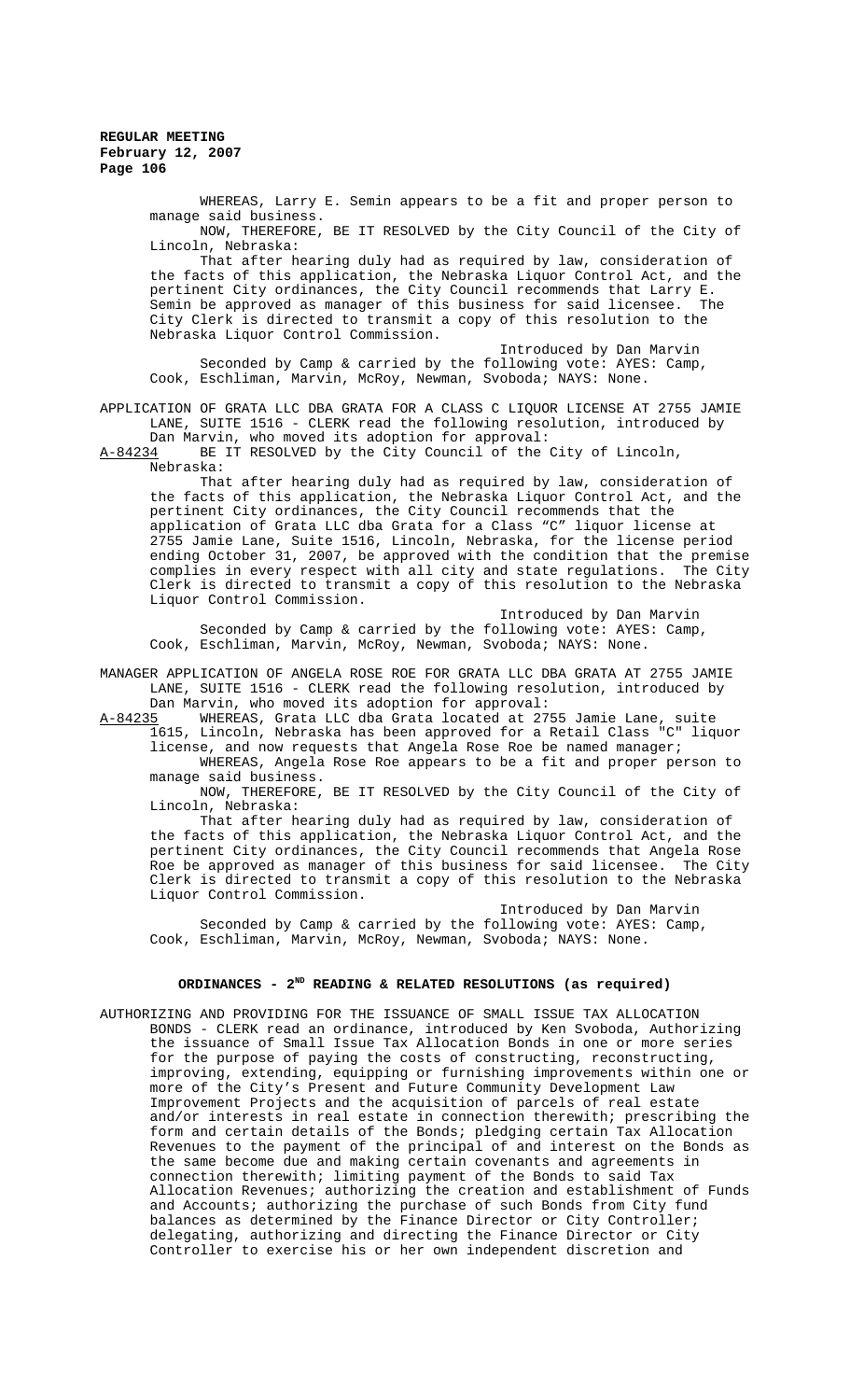WHEREAS, Larry E. Semin appears to be a fit and proper person to manage said business.

NOW, THEREFORE, BE IT RESOLVED by the City Council of the City of Lincoln, Nebraska:

That after hearing duly had as required by law, consideration of the facts of this application, the Nebraska Liquor Control Act, and the pertinent City ordinances, the City Council recommends that Larry E. Semin be approved as manager of this business for said licensee. The City Clerk is directed to transmit a copy of this resolution to the Nebraska Liquor Control Commission.

Introduced by Dan Marvin

Seconded by Camp & carried by the following vote: AYES: Camp, Cook, Eschliman, Marvin, McRoy, Newman, Svoboda; NAYS: None.

APPLICATION OF GRATA LLC DBA GRATA FOR A CLASS C LIQUOR LICENSE AT 2755 JAMIE LANE, SUITE 1516 - CLERK read the following resolution, introduced by Dan Marvin, who moved its adoption for approval:

A-84234 BE IT RESOLVED by the City Council of the City of Lincoln, Nebraska:

That after hearing duly had as required by law, consideration of the facts of this application, the Nebraska Liquor Control Act, and the pertinent City ordinances, the City Council recommends that the application of Grata LLC dba Grata for a Class "C" liquor license at 2755 Jamie Lane, Suite 1516, Lincoln, Nebraska, for the license period ending October 31, 2007, be approved with the condition that the premise complies in every respect with all city and state regulations. The City Clerk is directed to transmit a copy of this resolution to the Nebraska Liquor Control Commission.

Introduced by Dan Marvin

Seconded by Camp & carried by the following vote: AYES: Camp, Cook, Eschliman, Marvin, McRoy, Newman, Svoboda; NAYS: None.

MANAGER APPLICATION OF ANGELA ROSE ROE FOR GRATA LLC DBA GRATA AT 2755 JAMIE LANE, SUITE 1516 - CLERK read the following resolution, introduced by Dan Marvin, who moved its adoption for approval:

A-84235 WHEREAS, Grata LLC dba Grata located at 2755 Jamie Lane, suite 1615, Lincoln, Nebraska has been approved for a Retail Class "C" liquor license, and now requests that Angela Rose Roe be named manager;

WHEREAS, Angela Rose Roe appears to be a fit and proper person to manage said business.

NOW, THEREFORE, BE IT RESOLVED by the City Council of the City of Lincoln, Nebraska:

That after hearing duly had as required by law, consideration of the facts of this application, the Nebraska Liquor Control Act, and the pertinent City ordinances, the City Council recommends that Angela Rose Roe be approved as manager of this business for said licensee. The City Clerk is directed to transmit a copy of this resolution to the Nebraska Liquor Control Commission.

Introduced by Dan Marvin

Seconded by Camp & carried by the following vote: AYES: Camp, Cook, Eschliman, Marvin, McRoy, Newman, Svoboda; NAYS: None.

## ORDINANCES - 2ND READING & RELATED RESOLUTIONS (as required)

AUTHORIZING AND PROVIDING FOR THE ISSUANCE OF SMALL ISSUE TAX ALLOCATION BONDS - CLERK read an ordinance, introduced by Ken Svoboda, Authorizing the issuance of Small Issue Tax Allocation Bonds in one or more series for the purpose of paying the costs of constructing, reconstructing, improving, extending, equipping or furnishing improvements within one or more of the City's Present and Future Community Development Law Improvement Projects and the acquisition of parcels of real estate and/or interests in real estate in connection therewith; prescribing the form and certain details of the Bonds; pledging certain Tax Allocation Revenues to the payment of the principal of and interest on the Bonds as the same become due and making certain covenants and agreements in connection therewith; limiting payment of the Bonds to said Tax Allocation Revenues; authorizing the creation and establishment of Funds and Accounts; authorizing the purchase of such Bonds from City fund balances as determined by the Finance Director or City Controller; delegating, authorizing and directing the Finance Director or City Controller to exercise his or her own independent discretion and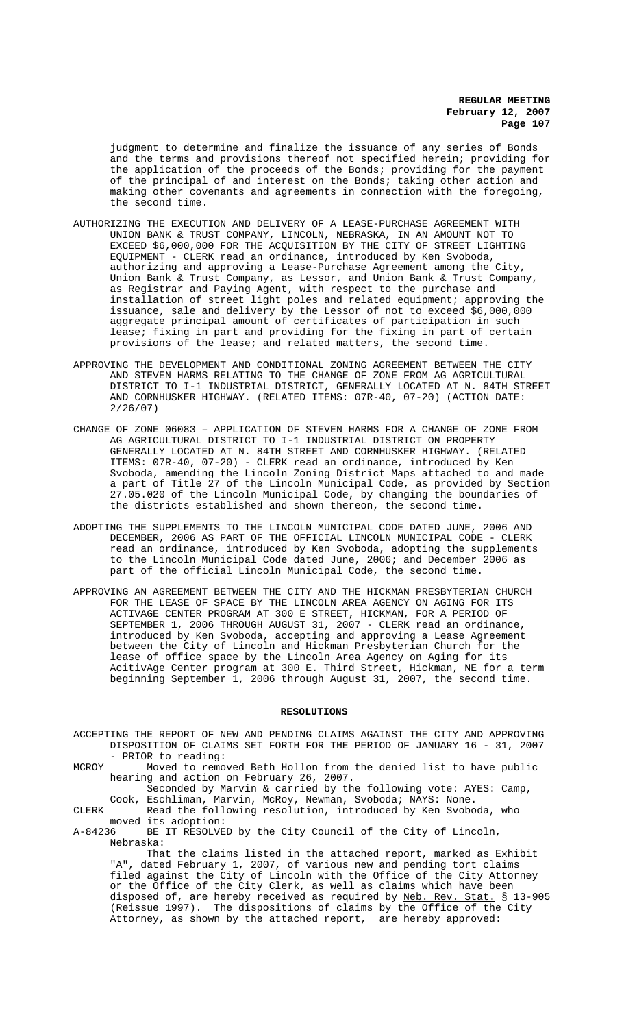judgment to determine and finalize the issuance of any series of Bonds and the terms and provisions thereof not specified herein; providing for the application of the proceeds of the Bonds; providing for the payment of the principal of and interest on the Bonds; taking other action and making other covenants and agreements in connection with the foregoing, the second time.

AUTHORIZING THE EXECUTION AND DELIVERY OF A LEASE-PURCHASE AGREEMENT WITH UNION BANK & TRUST COMPANY, LINCOLN, NEBRASKA, IN AN AMOUNT NOT TO EXCEED $6,000,000 FOR THE ACQUISITION BY THE CITY OF STREET LIGHTING EQUIPMENT - CLERK read an ordinance, introduced by Ken Svoboda, authorizing and approving a Lease-Purchase Agreement among the City, Union Bank & Trust Company, as Lessor, and Union Bank & Trust Company, as Registrar and Paying Agent, with respect to the purchase and installation of street light poles and related equipment; approving the issuance, sale and delivery by the Lessor of not to exceed $6,000,000 aggregate principal amount of certificates of participation in such lease; fixing in part and providing for the fixing in part of certain provisions of the lease; and related matters, the second time.

APPROVING THE DEVELOPMENT AND CONDITIONAL ZONING AGREEMENT BETWEEN THE CITY AND STEVEN HARMS RELATING TO THE CHANGE OF ZONE FROM AG AGRICULTURAL DISTRICT TO I-1 INDUSTRIAL DISTRICT, GENERALLY LOCATED AT N. 84TH STREET AND CORNHUSKER HIGHWAY. (RELATED ITEMS: 07R-40, 07-20) (ACTION DATE: 2/26/07)

CHANGE OF ZONE 06083 – APPLICATION OF STEVEN HARMS FOR A CHANGE OF ZONE FROM AG AGRICULTURAL DISTRICT TO I-1 INDUSTRIAL DISTRICT ON PROPERTY GENERALLY LOCATED AT N. 84TH STREET AND CORNHUSKER HIGHWAY. (RELATED ITEMS: 07R-40, 07-20) - CLERK read an ordinance, introduced by Ken Svoboda, amending the Lincoln Zoning District Maps attached to and made a part of Title 27 of the Lincoln Municipal Code, as provided by Section 27.05.020 of the Lincoln Municipal Code, by changing the boundaries of the districts established and shown thereon, the second time.

ADOPTING THE SUPPLEMENTS TO THE LINCOLN MUNICIPAL CODE DATED JUNE, 2006 AND DECEMBER, 2006 AS PART OF THE OFFICIAL LINCOLN MUNICIPAL CODE - CLERK read an ordinance, introduced by Ken Svoboda, adopting the supplements to the Lincoln Municipal Code dated June, 2006; and December 2006 as part of the official Lincoln Municipal Code, the second time.

APPROVING AN AGREEMENT BETWEEN THE CITY AND THE HICKMAN PRESBYTERIAN CHURCH FOR THE LEASE OF SPACE BY THE LINCOLN AREA AGENCY ON AGING FOR ITS ACTIVAGE CENTER PROGRAM AT 300 E STREET, HICKMAN, FOR A PERIOD OF SEPTEMBER 1, 2006 THROUGH AUGUST 31, 2007 - CLERK read an ordinance, introduced by Ken Svoboda, accepting and approving a Lease Agreement between the City of Lincoln and Hickman Presbyterian Church for the lease of office space by the Lincoln Area Agency on Aging for its AcitivAge Center program at 300 E. Third Street, Hickman, NE for a term beginning September 1, 2006 through August 31, 2007, the second time.

## RESOLUTIONS

ACCEPTING THE REPORT OF NEW AND PENDING CLAIMS AGAINST THE CITY AND APPROVING DISPOSITION OF CLAIMS SET FORTH FOR THE PERIOD OF JANUARY 16 - 31, 2007 - PRIOR to reading:

MCROY Moved to removed Beth Hollon from the denied list to have public hearing and action on February 26, 2007.

Seconded by Marvin & carried by the following vote: AYES: Camp, Cook, Eschliman, Marvin, McRoy, Newman, Svoboda; NAYS: None.

CLERK Read the following resolution, introduced by Ken Svoboda, who moved its adoption:

A-84236 BE IT RESOLVED by the City Council of the City of Lincoln, Nebraska:

That the claims listed in the attached report, marked as Exhibit "A", dated February 1, 2007, of various new and pending tort claims filed against the City of Lincoln with the Office of the City Attorney or the Office of the City Clerk, as well as claims which have been disposed of, are hereby received as required by Neb. Rev. Stat. § 13-905 (Reissue 1997). The dispositions of claims by the Office of the City Attorney, as shown by the attached report, are hereby approved: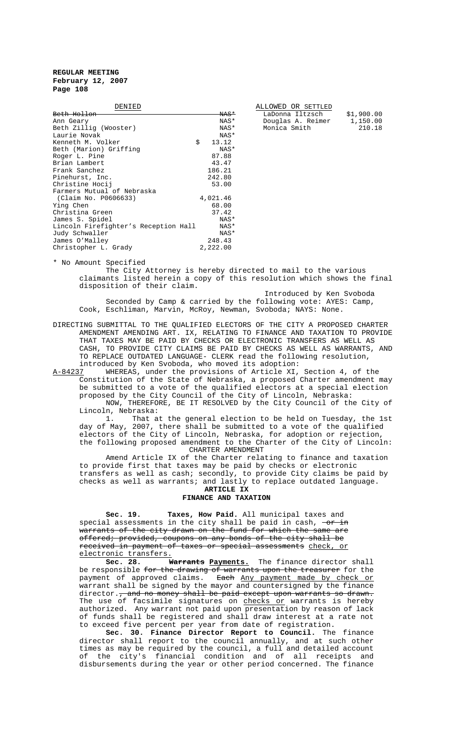| DENIED | | ALLOWED OR SETTLED | |
|---|---|---|---|
| ~~Beth Hollon~~ | ~~NAS*~~ | LaDonna Iltzsch | $1,900.00 |
| Ann Geary | NAS* | Douglas A. Reimer | 1,150.00 |
| Beth Zillig (Wooster) | NAS* | Monica Smith | 210.18 |
| Laurie Novak | NAS* | | |
| Kenneth M. Volker | $ 13.12 | | |
| Beth (Marion) Griffing | NAS* | | |
| Roger L. Pine | 87.88 | | |
| Brian Lambert | 43.47 | | |
| Frank Sanchez | 186.21 | | |
| Pinehurst, Inc. | 242.80 | | |
| Christine Hocij | 53.00 | | |
| Farmers Mutual of Nebraska (Claim No. P0606633) | 4,021.46 | | |
| Ying Chen | 68.00 | | |
| Christina Green | 37.42 | | |
| James S. Spidel | NAS* | | |
| Lincoln Firefighter's Reception Hall | NAS* | | |
| Judy Schwaller | NAS* | | |
| James O'Malley | 248.43 | | |
| Christopher L. Grady | 2,222.00 | | |

\* No Amount Specified

The City Attorney is hereby directed to mail to the various claimants listed herein a copy of this resolution which shows the final disposition of their claim.

Introduced by Ken Svoboda

Seconded by Camp & carried by the following vote: AYES: Camp, Cook, Eschliman, Marvin, McRoy, Newman, Svoboda; NAYS: None.

DIRECTING SUBMITTAL TO THE QUALIFIED ELECTORS OF THE CITY A PROPOSED CHARTER AMENDMENT AMENDING ART. IX, RELATING TO FINANCE AND TAXATION TO PROVIDE THAT TAXES MAY BE PAID BY CHECKS OR ELECTRONIC TRANSFERS AS WELL AS CASH, TO PROVIDE CITY CLAIMS BE PAID BY CHECKS AS WELL AS WARRANTS, AND TO REPLACE OUTDATED LANGUAGE- CLERK read the following resolution, introduced by Ken Svoboda, who moved its adoption:

<u>A-84237</u> WHEREAS, under the provisions of Article XI, Section 4, of the Constitution of the State of Nebraska, a proposed Charter amendment may be submitted to a vote of the qualified electors at a special election proposed by the City Council of the City of Lincoln, Nebraska:

NOW, THEREFORE, BE IT RESOLVED by the City Council of the City of Lincoln, Nebraska:

1. That at the general election to be held on Tuesday, the 1st day of May, 2007, there shall be submitted to a vote of the qualified electors of the City of Lincoln, Nebraska, for adoption or rejection, the following proposed amendment to the Charter of the City of Lincoln:

CHARTER AMENDMENT

Amend Article IX of the Charter relating to finance and taxation to provide first that taxes may be paid by checks or electronic transfers as well as cash; secondly, to provide City claims be paid by checks as well as warrants; and lastly to replace outdated language.

**ARTICLE IX**

**FINANCE AND TAXATION**

**Sec. 19. Taxes, How Paid.** All municipal taxes and special assessments in the city shall be paid in cash, ~~or in warrants of the city drawn on the fund for which the same are offered; provided, coupons on any bonds of the city shall be received in payment of taxes or special assessments~~ <u>check, or electronic transfers.</u>

**Sec. 28. ~~Warrants~~ <u>Payments.</u>** The finance director shall be responsible ~~for the drawing of warrants upon the treasurer~~ for the payment of approved claims. ~~Each~~ <u>Any payment made by check or</u> warrant shall be signed by the mayor and countersigned by the finance director.~~, and no money shall be paid except upon warrants so drawn.~~ The use of facsimile signatures on <u>checks or</u> warrants is hereby authorized. Any warrant not paid upon presentation by reason of lack of funds shall be registered and shall draw interest at a rate not to exceed five percent per year from date of registration.

**Sec. 30. Finance Director Report to Council.** The finance director shall report to the council annually, and at such other times as may be required by the council, a full and detailed account of the city's financial condition and of all receipts and disbursements during the year or other period concerned. The finance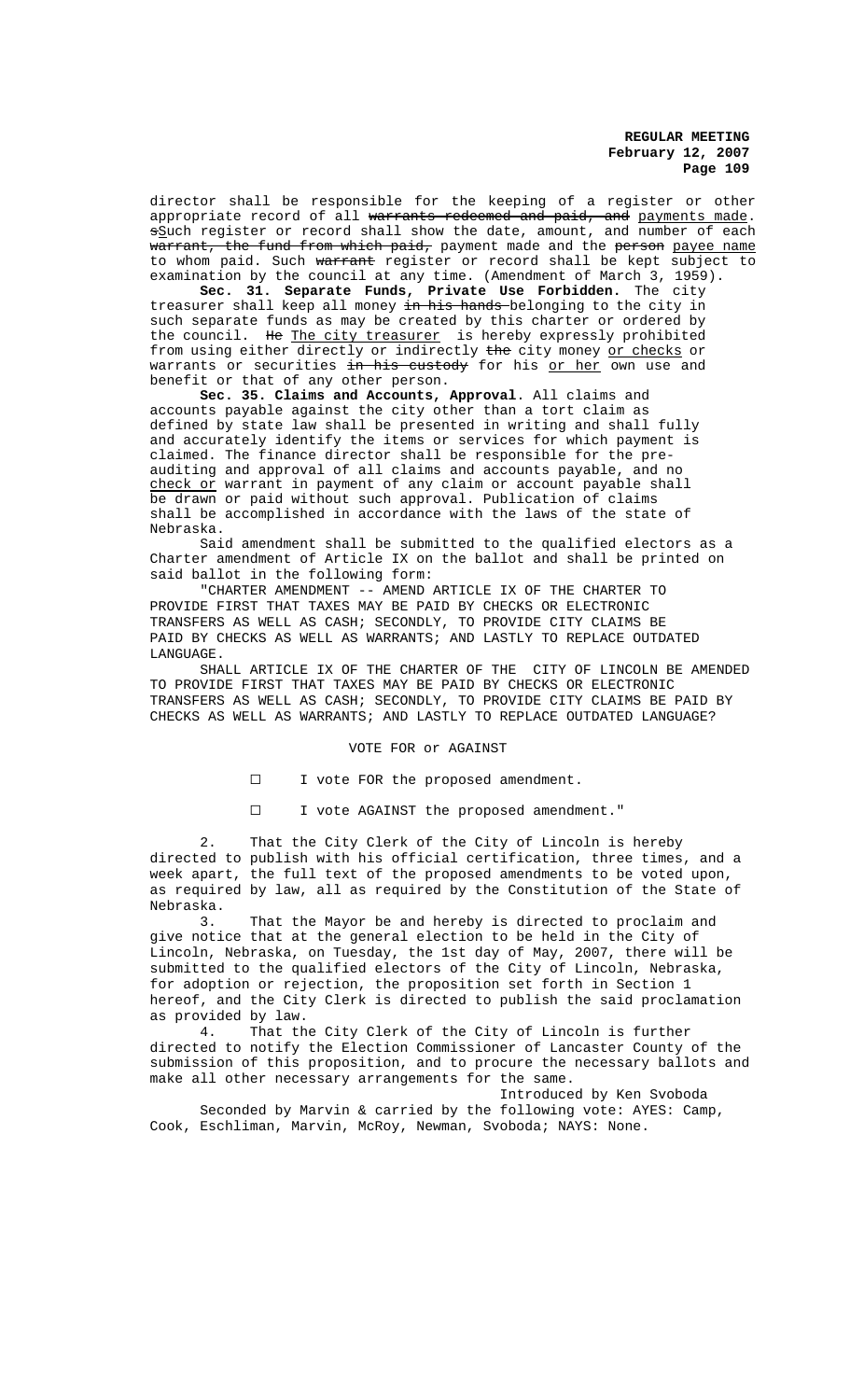director shall be responsible for the keeping of a register or other appropriate record of all ~~warrants redeemed and paid, and~~ <u>payments made</u>. ~~s~~<u>S</u>uch register or record shall show the date, amount, and number of each ~~warrant, the fund from which paid,~~ payment made and the ~~person~~ <u>payee name</u> to whom paid. Such ~~warrant~~ register or record shall be kept subject to examination by the council at any time. (Amendment of March 3, 1959).

**Sec. 31. Separate Funds, Private Use Forbidden.** The city treasurer shall keep all money ~~in his hands~~ belonging to the city in such separate funds as may be created by this charter or ordered by the council. ~~He~~ <u>The city treasurer</u> is hereby expressly prohibited from using either directly or indirectly ~~the~~ city money <u>or checks</u> or warrants or securities ~~in his custody~~ for his <u>or her</u> own use and benefit or that of any other person.

**Sec. 35. Claims and Accounts, Approval.** All claims and accounts payable against the city other than a tort claim as defined by state law shall be presented in writing and shall fully and accurately identify the items or services for which payment is claimed. The finance director shall be responsible for the pre-auditing and approval of all claims and accounts payable, and no <u>check or</u> warrant in payment of any claim or account payable shall be drawn or paid without such approval. Publication of claims shall be accomplished in accordance with the laws of the state of Nebraska.

Said amendment shall be submitted to the qualified electors as a Charter amendment of Article IX on the ballot and shall be printed on said ballot in the following form:

"CHARTER AMENDMENT -- AMEND ARTICLE IX OF THE CHARTER TO PROVIDE FIRST THAT TAXES MAY BE PAID BY CHECKS OR ELECTRONIC TRANSFERS AS WELL AS CASH; SECONDLY, TO PROVIDE CITY CLAIMS BE PAID BY CHECKS AS WELL AS WARRANTS; AND LASTLY TO REPLACE OUTDATED LANGUAGE.

SHALL ARTICLE IX OF THE CHARTER OF THE CITY OF LINCOLN BE AMENDED TO PROVIDE FIRST THAT TAXES MAY BE PAID BY CHECKS OR ELECTRONIC TRANSFERS AS WELL AS CASH; SECONDLY, TO PROVIDE CITY CLAIMS BE PAID BY CHECKS AS WELL AS WARRANTS; AND LASTLY TO REPLACE OUTDATED LANGUAGE?

VOTE FOR or AGAINST

☐ I vote FOR the proposed amendment.

☐ I vote AGAINST the proposed amendment."

2. That the City Clerk of the City of Lincoln is hereby directed to publish with his official certification, three times, and a week apart, the full text of the proposed amendments to be voted upon, as required by law, all as required by the Constitution of the State of Nebraska.

3. That the Mayor be and hereby is directed to proclaim and give notice that at the general election to be held in the City of Lincoln, Nebraska, on Tuesday, the 1st day of May, 2007, there will be submitted to the qualified electors of the City of Lincoln, Nebraska, for adoption or rejection, the proposition set forth in Section 1 hereof, and the City Clerk is directed to publish the said proclamation as provided by law.

4. That the City Clerk of the City of Lincoln is further directed to notify the Election Commissioner of Lancaster County of the submission of this proposition, and to procure the necessary ballots and make all other necessary arrangements for the same.

Introduced by Ken Svoboda

Seconded by Marvin & carried by the following vote: AYES: Camp, Cook, Eschliman, Marvin, McRoy, Newman, Svoboda; NAYS: None.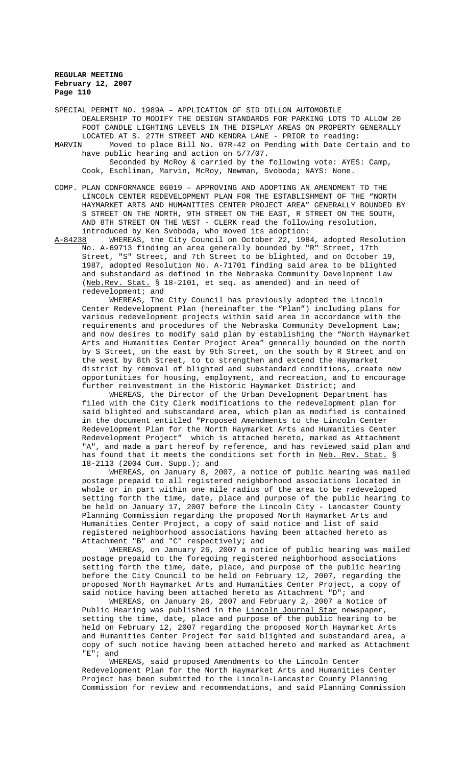SPECIAL PERMIT NO. 1989A – APPLICATION OF SID DILLON AUTOMOBILE DEALERSHIP TO MODIFY THE DESIGN STANDARDS FOR PARKING LOTS TO ALLOW 20 FOOT CANDLE LIGHTING LEVELS IN THE DISPLAY AREAS ON PROPERTY GENERALLY LOCATED AT S. 27TH STREET AND KENDRA LANE - PRIOR to reading:

MARVIN Moved to place Bill No. 07R-42 on Pending with Date Certain and to have public hearing and action on 5/7/07.

Seconded by McRoy & carried by the following vote: AYES: Camp, Cook, Eschliman, Marvin, McRoy, Newman, Svoboda; NAYS: None.

COMP. PLAN CONFORMANCE 06019 – APPROVING AND ADOPTING AN AMENDMENT TO THE LINCOLN CENTER REDEVELOPMENT PLAN FOR THE ESTABLISHMENT OF THE "NORTH HAYMARKET ARTS AND HUMANITIES CENTER PROJECT AREA" GENERALLY BOUNDED BY S STREET ON THE NORTH, 9TH STREET ON THE EAST, R STREET ON THE SOUTH, AND 8TH STREET ON THE WEST - CLERK read the following resolution, introduced by Ken Svoboda, who moved its adoption:

A-84238 WHEREAS, the City Council on October 22, 1984, adopted Resolution No. A-69713 finding an area generally bounded by "R" Street, 17th Street, "S" Street, and 7th Street to be blighted, and on October 19, 1987, adopted Resolution No. A-71701 finding said area to be blighted and substandard as defined in the Nebraska Community Development Law (Neb.Rev. Stat. § 18-2101, et seq. as amended) and in need of redevelopment; and

WHEREAS, The City Council has previously adopted the Lincoln Center Redevelopment Plan (hereinafter the "Plan") including plans for various redevelopment projects within said area in accordance with the requirements and procedures of the Nebraska Community Development Law; and now desires to modify said plan by establishing the "North Haymarket Arts and Humanities Center Project Area" generally bounded on the north by S Street, on the east by 9th Street, on the south by R Street and on the west by 8th Street, to to strengthen and extend the Haymarket district by removal of blighted and substandard conditions, create new opportunities for housing, employment, and recreation, and to encourage further reinvestment in the Historic Haymarket District; and

WHEREAS, the Director of the Urban Development Department has filed with the City Clerk modifications to the redevelopment plan for said blighted and substandard area, which plan as modified is contained in the document entitled "Proposed Amendments to the Lincoln Center Redevelopment Plan for the North Haymarket Arts and Humanities Center Redevelopment Project" which is attached hereto, marked as Attachment "A", and made a part hereof by reference, and has reviewed said plan and has found that it meets the conditions set forth in Neb. Rev. Stat. § 18-2113 (2004 Cum. Supp.); and

WHEREAS, on January 8, 2007, a notice of public hearing was mailed postage prepaid to all registered neighborhood associations located in whole or in part within one mile radius of the area to be redeveloped setting forth the time, date, place and purpose of the public hearing to be held on January 17, 2007 before the Lincoln City - Lancaster County Planning Commission regarding the proposed North Haymarket Arts and Humanities Center Project, a copy of said notice and list of said registered neighborhood associations having been attached hereto as Attachment "B" and "C" respectively; and

WHEREAS, on January 26, 2007 a notice of public hearing was mailed postage prepaid to the foregoing registered neighborhood associations setting forth the time, date, place, and purpose of the public hearing before the City Council to be held on February 12, 2007, regarding the proposed North Haymarket Arts and Humanities Center Project, a copy of said notice having been attached hereto as Attachment "D"; and

WHEREAS, on January 26, 2007 and February 2, 2007 a Notice of Public Hearing was published in the Lincoln Journal Star newspaper, setting the time, date, place and purpose of the public hearing to be held on February 12, 2007 regarding the proposed North Haymarket Arts and Humanities Center Project for said blighted and substandard area, a copy of such notice having been attached hereto and marked as Attachment "E"; and

WHEREAS, said proposed Amendments to the Lincoln Center Redevelopment Plan for the North Haymarket Arts and Humanities Center Project has been submitted to the Lincoln-Lancaster County Planning Commission for review and recommendations, and said Planning Commission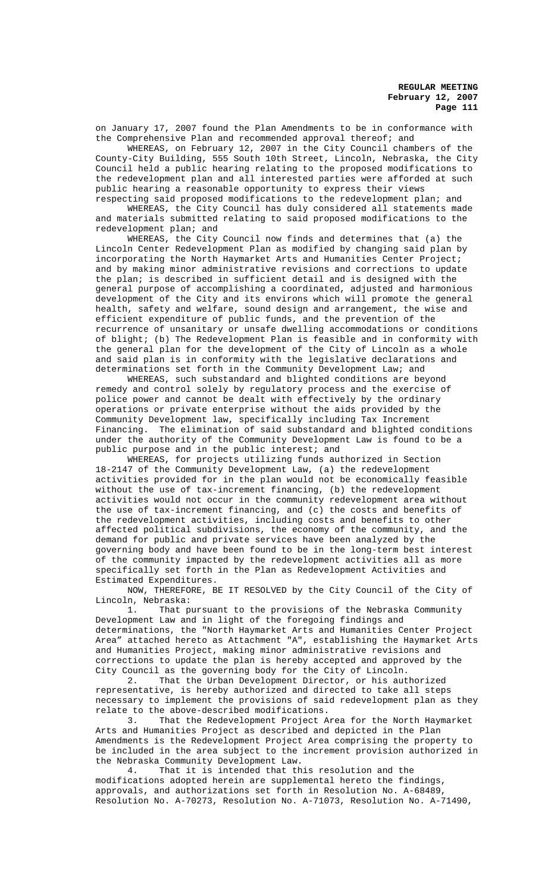on January 17, 2007 found the Plan Amendments to be in conformance with the Comprehensive Plan and recommended approval thereof; and

WHEREAS, on February 12, 2007 in the City Council chambers of the County-City Building, 555 South 10th Street, Lincoln, Nebraska, the City Council held a public hearing relating to the proposed modifications to the redevelopment plan and all interested parties were afforded at such public hearing a reasonable opportunity to express their views respecting said proposed modifications to the redevelopment plan; and

WHEREAS, the City Council has duly considered all statements made and materials submitted relating to said proposed modifications to the redevelopment plan; and

WHEREAS, the City Council now finds and determines that (a) the Lincoln Center Redevelopment Plan as modified by changing said plan by incorporating the North Haymarket Arts and Humanities Center Project; and by making minor administrative revisions and corrections to update the plan; is described in sufficient detail and is designed with the general purpose of accomplishing a coordinated, adjusted and harmonious development of the City and its environs which will promote the general health, safety and welfare, sound design and arrangement, the wise and efficient expenditure of public funds, and the prevention of the recurrence of unsanitary or unsafe dwelling accommodations or conditions of blight; (b) The Redevelopment Plan is feasible and in conformity with the general plan for the development of the City of Lincoln as a whole and said plan is in conformity with the legislative declarations and determinations set forth in the Community Development Law; and

WHEREAS, such substandard and blighted conditions are beyond remedy and control solely by regulatory process and the exercise of police power and cannot be dealt with effectively by the ordinary operations or private enterprise without the aids provided by the Community Development law, specifically including Tax Increment Financing. The elimination of said substandard and blighted conditions under the authority of the Community Development Law is found to be a public purpose and in the public interest; and

WHEREAS, for projects utilizing funds authorized in Section 18-2147 of the Community Development Law, (a) the redevelopment activities provided for in the plan would not be economically feasible without the use of tax-increment financing, (b) the redevelopment activities would not occur in the community redevelopment area without the use of tax-increment financing, and (c) the costs and benefits of the redevelopment activities, including costs and benefits to other affected political subdivisions, the economy of the community, and the demand for public and private services have been analyzed by the governing body and have been found to be in the long-term best interest of the community impacted by the redevelopment activities all as more specifically set forth in the Plan as Redevelopment Activities and Estimated Expenditures.

NOW, THEREFORE, BE IT RESOLVED by the City Council of the City of Lincoln, Nebraska:

1. That pursuant to the provisions of the Nebraska Community Development Law and in light of the foregoing findings and determinations, the "North Haymarket Arts and Humanities Center Project Area" attached hereto as Attachment "A", establishing the Haymarket Arts and Humanities Project, making minor administrative revisions and corrections to update the plan is hereby accepted and approved by the City Council as the governing body for the City of Lincoln.

2. That the Urban Development Director, or his authorized representative, is hereby authorized and directed to take all steps necessary to implement the provisions of said redevelopment plan as they relate to the above-described modifications.

3. That the Redevelopment Project Area for the North Haymarket Arts and Humanities Project as described and depicted in the Plan Amendments is the Redevelopment Project Area comprising the property to be included in the area subject to the increment provision authorized in the Nebraska Community Development Law.

4. That it is intended that this resolution and the modifications adopted herein are supplemental hereto the findings, approvals, and authorizations set forth in Resolution No. A-68489, Resolution No. A-70273, Resolution No. A-71073, Resolution No. A-71490,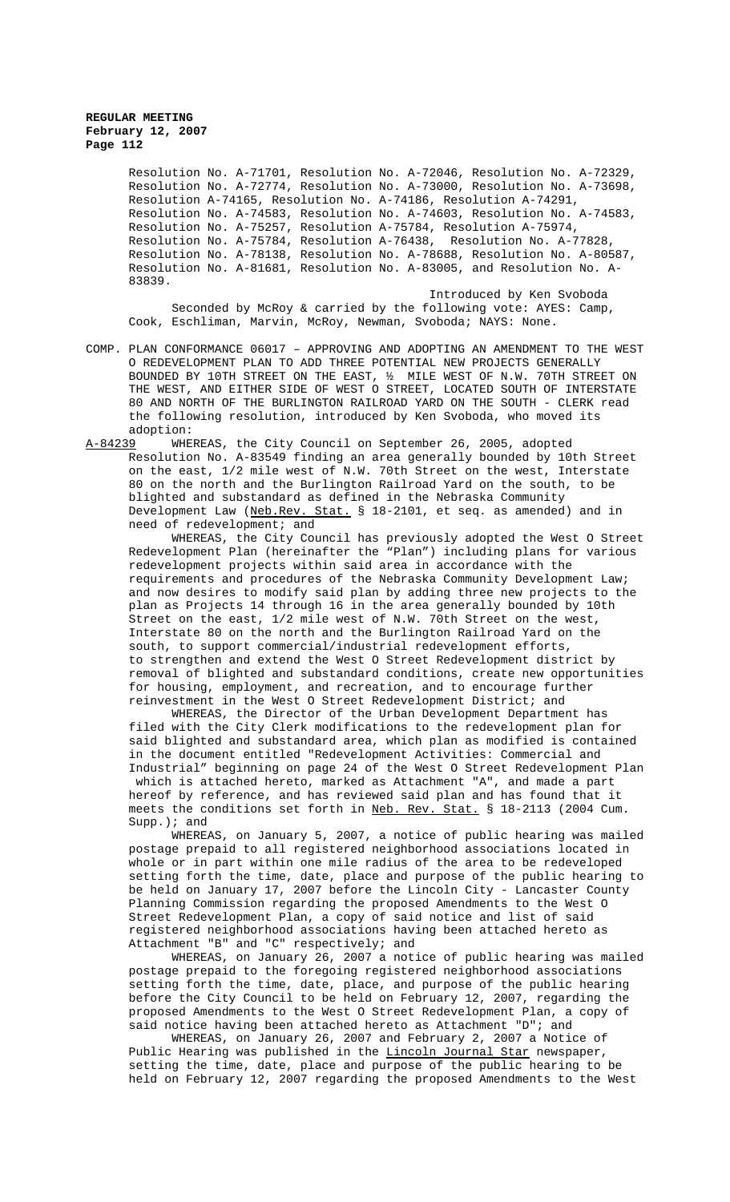Resolution No. A-71701, Resolution No. A-72046, Resolution No. A-72329, Resolution No. A-72774, Resolution No. A-73000, Resolution No. A-73698, Resolution A-74165, Resolution No. A-74186, Resolution A-74291, Resolution No. A-74583, Resolution No. A-74603, Resolution No. A-74583, Resolution No. A-75257, Resolution A-75784, Resolution A-75974, Resolution No. A-75784, Resolution A-76438, Resolution No. A-77828, Resolution No. A-78138, Resolution No. A-78688, Resolution No. A-80587, Resolution No. A-81681, Resolution No. A-83005, and Resolution No. A-83839.

Introduced by Ken Svoboda

Seconded by McRoy & carried by the following vote: AYES: Camp, Cook, Eschliman, Marvin, McRoy, Newman, Svoboda; NAYS: None.

COMP. PLAN CONFORMANCE 06017 – APPROVING AND ADOPTING AN AMENDMENT TO THE WEST O REDEVELOPMENT PLAN TO ADD THREE POTENTIAL NEW PROJECTS GENERALLY BOUNDED BY 10TH STREET ON THE EAST, ½ MILE WEST OF N.W. 70TH STREET ON THE WEST, AND EITHER SIDE OF WEST O STREET, LOCATED SOUTH OF INTERSTATE 80 AND NORTH OF THE BURLINGTON RAILROAD YARD ON THE SOUTH - CLERK read the following resolution, introduced by Ken Svoboda, who moved its adoption:

A-84239 WHEREAS, the City Council on September 26, 2005, adopted Resolution No. A-83549 finding an area generally bounded by 10th Street on the east, 1/2 mile west of N.W. 70th Street on the west, Interstate 80 on the north and the Burlington Railroad Yard on the south, to be blighted and substandard as defined in the Nebraska Community Development Law (Neb.Rev. Stat. § 18-2101, et seq. as amended) and in need of redevelopment; and

WHEREAS, the City Council has previously adopted the West O Street Redevelopment Plan (hereinafter the "Plan") including plans for various redevelopment projects within said area in accordance with the requirements and procedures of the Nebraska Community Development Law; and now desires to modify said plan by adding three new projects to the plan as Projects 14 through 16 in the area generally bounded by 10th Street on the east, 1/2 mile west of N.W. 70th Street on the west, Interstate 80 on the north and the Burlington Railroad Yard on the south, to support commercial/industrial redevelopment efforts, to strengthen and extend the West O Street Redevelopment district by removal of blighted and substandard conditions, create new opportunities for housing, employment, and recreation, and to encourage further reinvestment in the West O Street Redevelopment District; and

WHEREAS, the Director of the Urban Development Department has filed with the City Clerk modifications to the redevelopment plan for said blighted and substandard area, which plan as modified is contained in the document entitled "Redevelopment Activities: Commercial and Industrial" beginning on page 24 of the West O Street Redevelopment Plan which is attached hereto, marked as Attachment "A", and made a part hereof by reference, and has reviewed said plan and has found that it meets the conditions set forth in Neb. Rev. Stat. § 18-2113 (2004 Cum. Supp.); and

WHEREAS, on January 5, 2007, a notice of public hearing was mailed postage prepaid to all registered neighborhood associations located in whole or in part within one mile radius of the area to be redeveloped setting forth the time, date, place and purpose of the public hearing to be held on January 17, 2007 before the Lincoln City - Lancaster County Planning Commission regarding the proposed Amendments to the West O Street Redevelopment Plan, a copy of said notice and list of said registered neighborhood associations having been attached hereto as Attachment "B" and "C" respectively; and

WHEREAS, on January 26, 2007 a notice of public hearing was mailed postage prepaid to the foregoing registered neighborhood associations setting forth the time, date, place, and purpose of the public hearing before the City Council to be held on February 12, 2007, regarding the proposed Amendments to the West O Street Redevelopment Plan, a copy of said notice having been attached hereto as Attachment "D"; and

WHEREAS, on January 26, 2007 and February 2, 2007 a Notice of Public Hearing was published in the Lincoln Journal Star newspaper, setting the time, date, place and purpose of the public hearing to be held on February 12, 2007 regarding the proposed Amendments to the West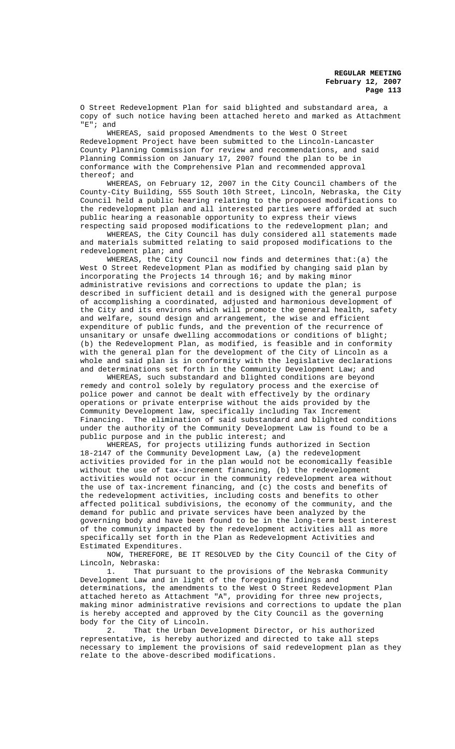O Street Redevelopment Plan for said blighted and substandard area, a copy of such notice having been attached hereto and marked as Attachment "E"; and

WHEREAS, said proposed Amendments to the West O Street Redevelopment Project have been submitted to the Lincoln-Lancaster County Planning Commission for review and recommendations, and said Planning Commission on January 17, 2007 found the plan to be in conformance with the Comprehensive Plan and recommended approval thereof; and

WHEREAS, on February 12, 2007 in the City Council chambers of the County-City Building, 555 South 10th Street, Lincoln, Nebraska, the City Council held a public hearing relating to the proposed modifications to the redevelopment plan and all interested parties were afforded at such public hearing a reasonable opportunity to express their views respecting said proposed modifications to the redevelopment plan; and

WHEREAS, the City Council has duly considered all statements made and materials submitted relating to said proposed modifications to the redevelopment plan; and

WHEREAS, the City Council now finds and determines that:(a) the West O Street Redevelopment Plan as modified by changing said plan by incorporating the Projects 14 through 16; and by making minor administrative revisions and corrections to update the plan; is described in sufficient detail and is designed with the general purpose of accomplishing a coordinated, adjusted and harmonious development of the City and its environs which will promote the general health, safety and welfare, sound design and arrangement, the wise and efficient expenditure of public funds, and the prevention of the recurrence of unsanitary or unsafe dwelling accommodations or conditions of blight; (b) the Redevelopment Plan, as modified, is feasible and in conformity with the general plan for the development of the City of Lincoln as a whole and said plan is in conformity with the legislative declarations and determinations set forth in the Community Development Law; and

WHEREAS, such substandard and blighted conditions are beyond remedy and control solely by regulatory process and the exercise of police power and cannot be dealt with effectively by the ordinary operations or private enterprise without the aids provided by the Community Development law, specifically including Tax Increment Financing. The elimination of said substandard and blighted conditions under the authority of the Community Development Law is found to be a public purpose and in the public interest; and

WHEREAS, for projects utilizing funds authorized in Section 18-2147 of the Community Development Law, (a) the redevelopment activities provided for in the plan would not be economically feasible without the use of tax-increment financing, (b) the redevelopment activities would not occur in the community redevelopment area without the use of tax-increment financing, and (c) the costs and benefits of the redevelopment activities, including costs and benefits to other affected political subdivisions, the economy of the community, and the demand for public and private services have been analyzed by the governing body and have been found to be in the long-term best interest of the community impacted by the redevelopment activities all as more specifically set forth in the Plan as Redevelopment Activities and Estimated Expenditures.

NOW, THEREFORE, BE IT RESOLVED by the City Council of the City of Lincoln, Nebraska:

1. That pursuant to the provisions of the Nebraska Community Development Law and in light of the foregoing findings and determinations, the amendments to the West O Street Redevelopment Plan attached hereto as Attachment "A", providing for three new projects, making minor administrative revisions and corrections to update the plan is hereby accepted and approved by the City Council as the governing body for the City of Lincoln.

2. That the Urban Development Director, or his authorized representative, is hereby authorized and directed to take all steps necessary to implement the provisions of said redevelopment plan as they relate to the above-described modifications.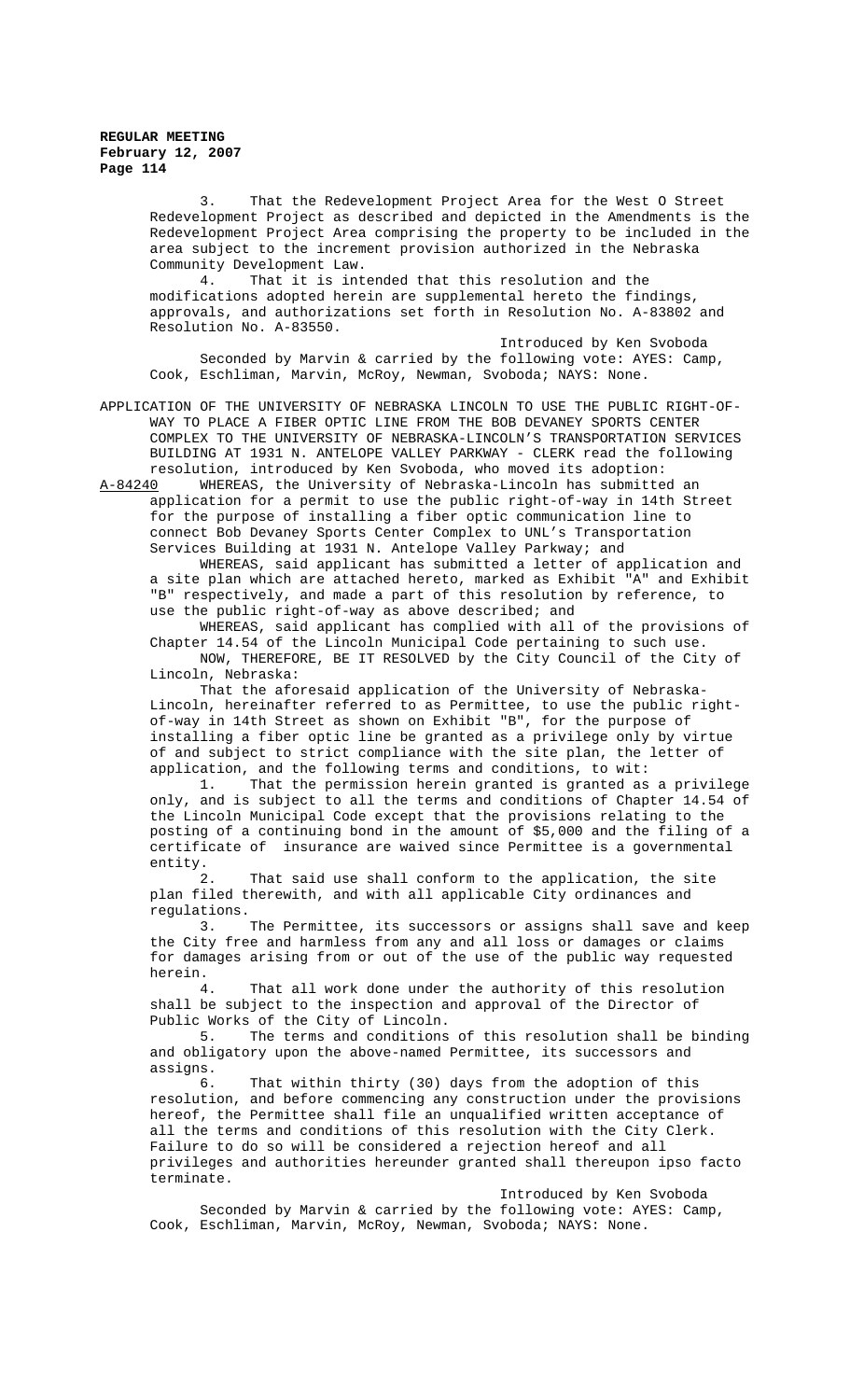3. That the Redevelopment Project Area for the West O Street Redevelopment Project as described and depicted in the Amendments is the Redevelopment Project Area comprising the property to be included in the area subject to the increment provision authorized in the Nebraska Community Development Law.

4. That it is intended that this resolution and the modifications adopted herein are supplemental hereto the findings, approvals, and authorizations set forth in Resolution No. A-83802 and Resolution No. A-83550.

Introduced by Ken Svoboda

Seconded by Marvin & carried by the following vote: AYES: Camp, Cook, Eschliman, Marvin, McRoy, Newman, Svoboda; NAYS: None.

APPLICATION OF THE UNIVERSITY OF NEBRASKA LINCOLN TO USE THE PUBLIC RIGHT-OF-WAY TO PLACE A FIBER OPTIC LINE FROM THE BOB DEVANEY SPORTS CENTER COMPLEX TO THE UNIVERSITY OF NEBRASKA-LINCOLN'S TRANSPORTATION SERVICES BUILDING AT 1931 N. ANTELOPE VALLEY PARKWAY - CLERK read the following resolution, introduced by Ken Svoboda, who moved its adoption:

A-84240 WHEREAS, the University of Nebraska-Lincoln has submitted an application for a permit to use the public right-of-way in 14th Street for the purpose of installing a fiber optic communication line to connect Bob Devaney Sports Center Complex to UNL's Transportation Services Building at 1931 N. Antelope Valley Parkway; and

WHEREAS, said applicant has submitted a letter of application and a site plan which are attached hereto, marked as Exhibit "A" and Exhibit "B" respectively, and made a part of this resolution by reference, to use the public right-of-way as above described; and

WHEREAS, said applicant has complied with all of the provisions of Chapter 14.54 of the Lincoln Municipal Code pertaining to such use.

NOW, THEREFORE, BE IT RESOLVED by the City Council of the City of Lincoln, Nebraska:

That the aforesaid application of the University of Nebraska-Lincoln, hereinafter referred to as Permittee, to use the public right-of-way in 14th Street as shown on Exhibit "B", for the purpose of installing a fiber optic line be granted as a privilege only by virtue of and subject to strict compliance with the site plan, the letter of application, and the following terms and conditions, to wit:

1. That the permission herein granted is granted as a privilege only, and is subject to all the terms and conditions of Chapter 14.54 of the Lincoln Municipal Code except that the provisions relating to the posting of a continuing bond in the amount of $5,000 and the filing of a certificate of insurance are waived since Permittee is a governmental entity.

2. That said use shall conform to the application, the site plan filed therewith, and with all applicable City ordinances and regulations.

3. The Permittee, its successors or assigns shall save and keep the City free and harmless from any and all loss or damages or claims for damages arising from or out of the use of the public way requested herein.

4. That all work done under the authority of this resolution shall be subject to the inspection and approval of the Director of Public Works of the City of Lincoln.

5. The terms and conditions of this resolution shall be binding and obligatory upon the above-named Permittee, its successors and assigns.

6. That within thirty (30) days from the adoption of this resolution, and before commencing any construction under the provisions hereof, the Permittee shall file an unqualified written acceptance of all the terms and conditions of this resolution with the City Clerk. Failure to do so will be considered a rejection hereof and all privileges and authorities hereunder granted shall thereupon ipso facto terminate.

Introduced by Ken Svoboda

Seconded by Marvin & carried by the following vote: AYES: Camp, Cook, Eschliman, Marvin, McRoy, Newman, Svoboda; NAYS: None.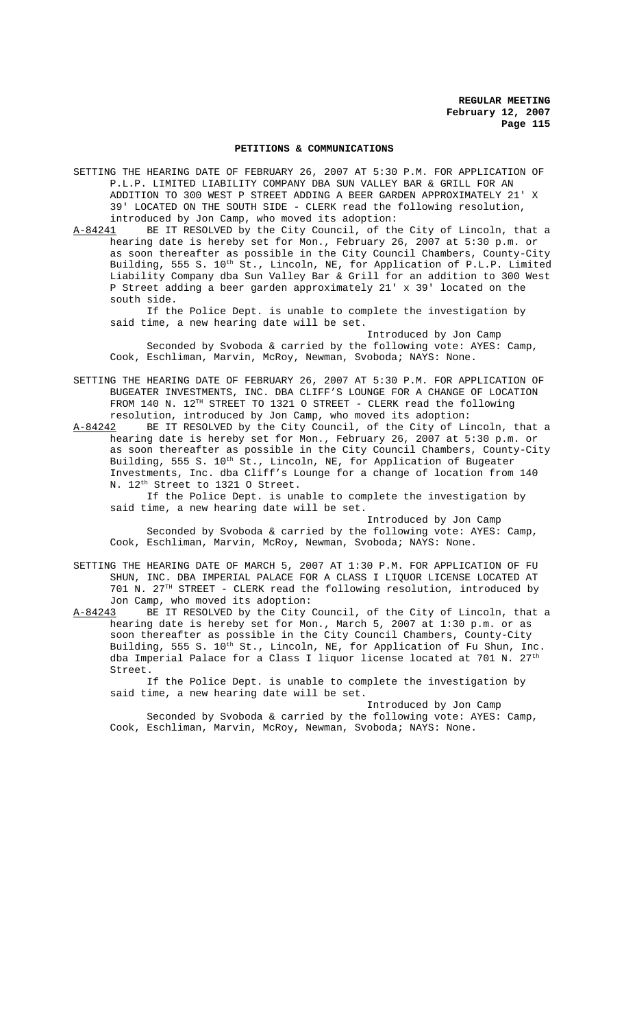## PETITIONS & COMMUNICATIONS

SETTING THE HEARING DATE OF FEBRUARY 26, 2007 AT 5:30 P.M. FOR APPLICATION OF P.L.P. LIMITED LIABILITY COMPANY DBA SUN VALLEY BAR & GRILL FOR AN ADDITION TO 300 WEST P STREET ADDING A BEER GARDEN APPROXIMATELY 21' X 39' LOCATED ON THE SOUTH SIDE - CLERK read the following resolution, introduced by Jon Camp, who moved its adoption:

A-84241 BE IT RESOLVED by the City Council, of the City of Lincoln, that a hearing date is hereby set for Mon., February 26, 2007 at 5:30 p.m. or as soon thereafter as possible in the City Council Chambers, County-City Building, 555 S. 10th St., Lincoln, NE, for Application of P.L.P. Limited Liability Company dba Sun Valley Bar & Grill for an addition to 300 West P Street adding a beer garden approximately 21' x 39' located on the south side.

If the Police Dept. is unable to complete the investigation by said time, a new hearing date will be set.

Introduced by Jon Camp

Seconded by Svoboda & carried by the following vote: AYES: Camp, Cook, Eschliman, Marvin, McRoy, Newman, Svoboda; NAYS: None.

SETTING THE HEARING DATE OF FEBRUARY 26, 2007 AT 5:30 P.M. FOR APPLICATION OF BUGEATER INVESTMENTS, INC. DBA CLIFF'S LOUNGE FOR A CHANGE OF LOCATION FROM 140 N. 12TH STREET TO 1321 O STREET - CLERK read the following resolution, introduced by Jon Camp, who moved its adoption:

A-84242 BE IT RESOLVED by the City Council, of the City of Lincoln, that a hearing date is hereby set for Mon., February 26, 2007 at 5:30 p.m. or as soon thereafter as possible in the City Council Chambers, County-City Building, 555 S. 10th St., Lincoln, NE, for Application of Bugeater Investments, Inc. dba Cliff's Lounge for a change of location from 140 N. 12th Street to 1321 O Street.

If the Police Dept. is unable to complete the investigation by said time, a new hearing date will be set.

Introduced by Jon Camp

Seconded by Svoboda & carried by the following vote: AYES: Camp, Cook, Eschliman, Marvin, McRoy, Newman, Svoboda; NAYS: None.

SETTING THE HEARING DATE OF MARCH 5, 2007 AT 1:30 P.M. FOR APPLICATION OF FU SHUN, INC. DBA IMPERIAL PALACE FOR A CLASS I LIQUOR LICENSE LOCATED AT 701 N. 27TH STREET - CLERK read the following resolution, introduced by Jon Camp, who moved its adoption:

A-84243 BE IT RESOLVED by the City Council, of the City of Lincoln, that a hearing date is hereby set for Mon., March 5, 2007 at 1:30 p.m. or as soon thereafter as possible in the City Council Chambers, County-City Building, 555 S. 10th St., Lincoln, NE, for Application of Fu Shun, Inc. dba Imperial Palace for a Class I liquor license located at 701 N. 27th Street.

If the Police Dept. is unable to complete the investigation by said time, a new hearing date will be set.

Introduced by Jon Camp

Seconded by Svoboda & carried by the following vote: AYES: Camp, Cook, Eschliman, Marvin, McRoy, Newman, Svoboda; NAYS: None.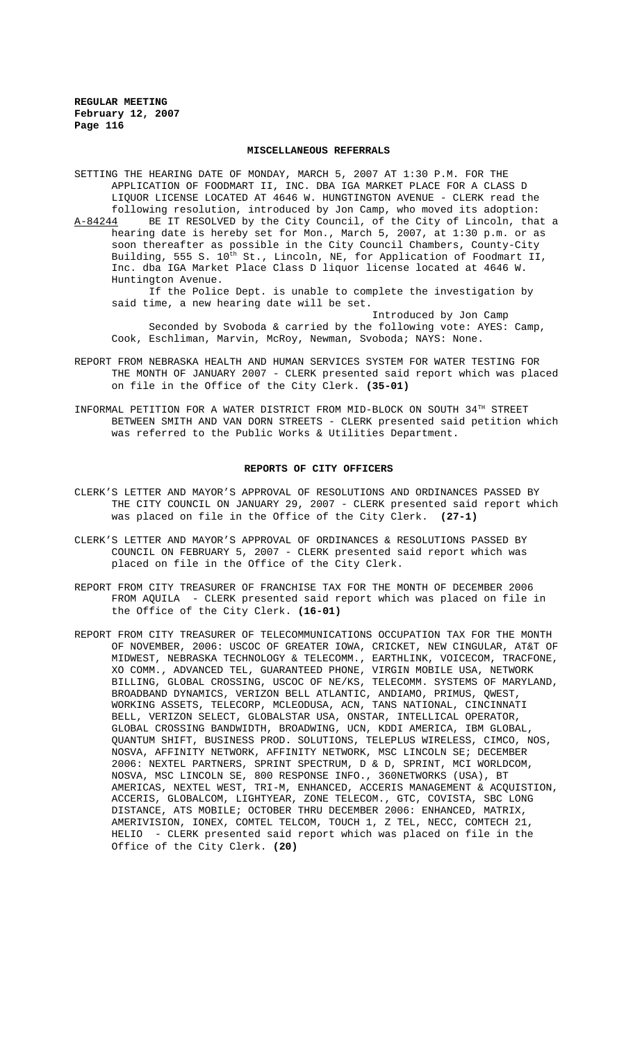## MISCELLANEOUS REFERRALS

SETTING THE HEARING DATE OF MONDAY, MARCH 5, 2007 AT 1:30 P.M. FOR THE APPLICATION OF FOODMART II, INC. DBA IGA MARKET PLACE FOR A CLASS D LIQUOR LICENSE LOCATED AT 4646 W. HUNGTINGTON AVENUE - CLERK read the following resolution, introduced by Jon Camp, who moved its adoption:

A-84244 BE IT RESOLVED by the City Council, of the City of Lincoln, that a hearing date is hereby set for Mon., March 5, 2007, at 1:30 p.m. or as soon thereafter as possible in the City Council Chambers, County-City Building, 555 S. 10th St., Lincoln, NE, for Application of Foodmart II, Inc. dba IGA Market Place Class D liquor license located at 4646 W. Huntington Avenue.

If the Police Dept. is unable to complete the investigation by said time, a new hearing date will be set.

Introduced by Jon Camp

Seconded by Svoboda & carried by the following vote: AYES: Camp, Cook, Eschliman, Marvin, McRoy, Newman, Svoboda; NAYS: None.

REPORT FROM NEBRASKA HEALTH AND HUMAN SERVICES SYSTEM FOR WATER TESTING FOR THE MONTH OF JANUARY 2007 - CLERK presented said report which was placed on file in the Office of the City Clerk. **(35-01)**

INFORMAL PETITION FOR A WATER DISTRICT FROM MID-BLOCK ON SOUTH 34TH STREET BETWEEN SMITH AND VAN DORN STREETS - CLERK presented said petition which was referred to the Public Works & Utilities Department.

## REPORTS OF CITY OFFICERS

CLERK'S LETTER AND MAYOR'S APPROVAL OF RESOLUTIONS AND ORDINANCES PASSED BY THE CITY COUNCIL ON JANUARY 29, 2007 - CLERK presented said report which was placed on file in the Office of the City Clerk. **(27-1)**

CLERK'S LETTER AND MAYOR'S APPROVAL OF ORDINANCES & RESOLUTIONS PASSED BY COUNCIL ON FEBRUARY 5, 2007 - CLERK presented said report which was placed on file in the Office of the City Clerk.

REPORT FROM CITY TREASURER OF FRANCHISE TAX FOR THE MONTH OF DECEMBER 2006 FROM AQUILA - CLERK presented said report which was placed on file in the Office of the City Clerk. **(16-01)**

REPORT FROM CITY TREASURER OF TELECOMMUNICATIONS OCCUPATION TAX FOR THE MONTH OF NOVEMBER, 2006: USCOC OF GREATER IOWA, CRICKET, NEW CINGULAR, AT&T OF MIDWEST, NEBRASKA TECHNOLOGY & TELECOMM., EARTHLINK, VOICECOM, TRACFONE, XO COMM., ADVANCED TEL, GUARANTEED PHONE, VIRGIN MOBILE USA, NETWORK BILLING, GLOBAL CROSSING, USCOC OF NE/KS, TELECOMM. SYSTEMS OF MARYLAND, BROADBAND DYNAMICS, VERIZON BELL ATLANTIC, ANDIAMO, PRIMUS, QWEST, WORKING ASSETS, TELECORP, MCLEODUSA, ACN, TANS NATIONAL, CINCINNATI BELL, VERIZON SELECT, GLOBALSTAR USA, ONSTAR, INTELLICAL OPERATOR, GLOBAL CROSSING BANDWIDTH, BROADWING, UCN, KDDI AMERICA, IBM GLOBAL, QUANTUM SHIFT, BUSINESS PROD. SOLUTIONS, TELEPLUS WIRELESS, CIMCO, NOS, NOSVA, AFFINITY NETWORK, AFFINITY NETWORK, MSC LINCOLN SE; DECEMBER 2006: NEXTEL PARTNERS, SPRINT SPECTRUM, D & D, SPRINT, MCI WORLDCOM, NOSVA, MSC LINCOLN SE, 800 RESPONSE INFO., 360NETWORKS (USA), BT AMERICAS, NEXTEL WEST, TRI-M, ENHANCED, ACCERIS MANAGEMENT & ACQUISTION, ACCERIS, GLOBALCOM, LIGHTYEAR, ZONE TELECOM., GTC, COVISTA, SBC LONG DISTANCE, ATS MOBILE; OCTOBER THRU DECEMBER 2006: ENHANCED, MATRIX, AMERIVISION, IONEX, COMTEL TELCOM, TOUCH 1, Z TEL, NECC, COMTECH 21, HELIO - CLERK presented said report which was placed on file in the Office of the City Clerk. **(20)**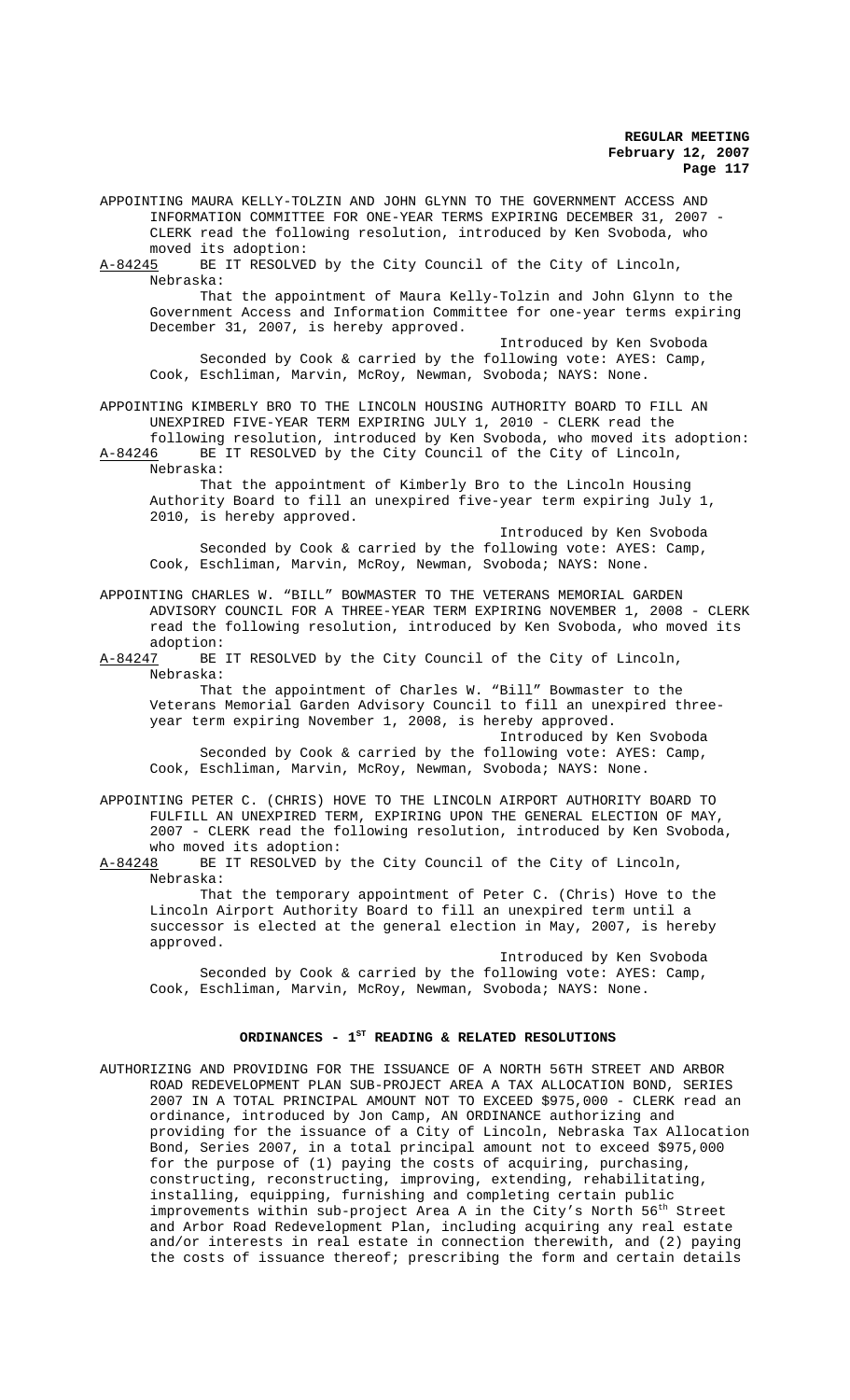APPOINTING MAURA KELLY-TOLZIN AND JOHN GLYNN TO THE GOVERNMENT ACCESS AND INFORMATION COMMITTEE FOR ONE-YEAR TERMS EXPIRING DECEMBER 31, 2007 - CLERK read the following resolution, introduced by Ken Svoboda, who moved its adoption:

A-84245 BE IT RESOLVED by the City Council of the City of Lincoln, Nebraska:

That the appointment of Maura Kelly-Tolzin and John Glynn to the Government Access and Information Committee for one-year terms expiring December 31, 2007, is hereby approved.

Introduced by Ken Svoboda

Seconded by Cook & carried by the following vote: AYES: Camp, Cook, Eschliman, Marvin, McRoy, Newman, Svoboda; NAYS: None.

APPOINTING KIMBERLY BRO TO THE LINCOLN HOUSING AUTHORITY BOARD TO FILL AN UNEXPIRED FIVE-YEAR TERM EXPIRING JULY 1, 2010 - CLERK read the following resolution, introduced by Ken Svoboda, who moved its adoption:

A-84246 BE IT RESOLVED by the City Council of the City of Lincoln, Nebraska:

That the appointment of Kimberly Bro to the Lincoln Housing Authority Board to fill an unexpired five-year term expiring July 1, 2010, is hereby approved.

Introduced by Ken Svoboda

Seconded by Cook & carried by the following vote: AYES: Camp, Cook, Eschliman, Marvin, McRoy, Newman, Svoboda; NAYS: None.

APPOINTING CHARLES W. "BILL" BOWMASTER TO THE VETERANS MEMORIAL GARDEN ADVISORY COUNCIL FOR A THREE-YEAR TERM EXPIRING NOVEMBER 1, 2008 - CLERK read the following resolution, introduced by Ken Svoboda, who moved its adoption:

A-84247 BE IT RESOLVED by the City Council of the City of Lincoln, Nebraska:

That the appointment of Charles W. "Bill" Bowmaster to the Veterans Memorial Garden Advisory Council to fill an unexpired three-year term expiring November 1, 2008, is hereby approved.

Introduced by Ken Svoboda

Seconded by Cook & carried by the following vote: AYES: Camp, Cook, Eschliman, Marvin, McRoy, Newman, Svoboda; NAYS: None.

APPOINTING PETER C. (CHRIS) HOVE TO THE LINCOLN AIRPORT AUTHORITY BOARD TO FULFILL AN UNEXPIRED TERM, EXPIRING UPON THE GENERAL ELECTION OF MAY, 2007 - CLERK read the following resolution, introduced by Ken Svoboda, who moved its adoption:

A-84248 BE IT RESOLVED by the City Council of the City of Lincoln, Nebraska:

That the temporary appointment of Peter C. (Chris) Hove to the Lincoln Airport Authority Board to fill an unexpired term until a successor is elected at the general election in May, 2007, is hereby approved.

Introduced by Ken Svoboda

Seconded by Cook & carried by the following vote: AYES: Camp, Cook, Eschliman, Marvin, McRoy, Newman, Svoboda; NAYS: None.

## ORDINANCES - 1ST READING & RELATED RESOLUTIONS

AUTHORIZING AND PROVIDING FOR THE ISSUANCE OF A NORTH 56TH STREET AND ARBOR ROAD REDEVELOPMENT PLAN SUB-PROJECT AREA A TAX ALLOCATION BOND, SERIES 2007 IN A TOTAL PRINCIPAL AMOUNT NOT TO EXCEED $975,000 - CLERK read an ordinance, introduced by Jon Camp, AN ORDINANCE authorizing and providing for the issuance of a City of Lincoln, Nebraska Tax Allocation Bond, Series 2007, in a total principal amount not to exceed $975,000 for the purpose of (1) paying the costs of acquiring, purchasing, constructing, reconstructing, improving, extending, rehabilitating, installing, equipping, furnishing and completing certain public improvements within sub-project Area A in the City's North 56th Street and Arbor Road Redevelopment Plan, including acquiring any real estate and/or interests in real estate in connection therewith, and (2) paying the costs of issuance thereof; prescribing the form and certain details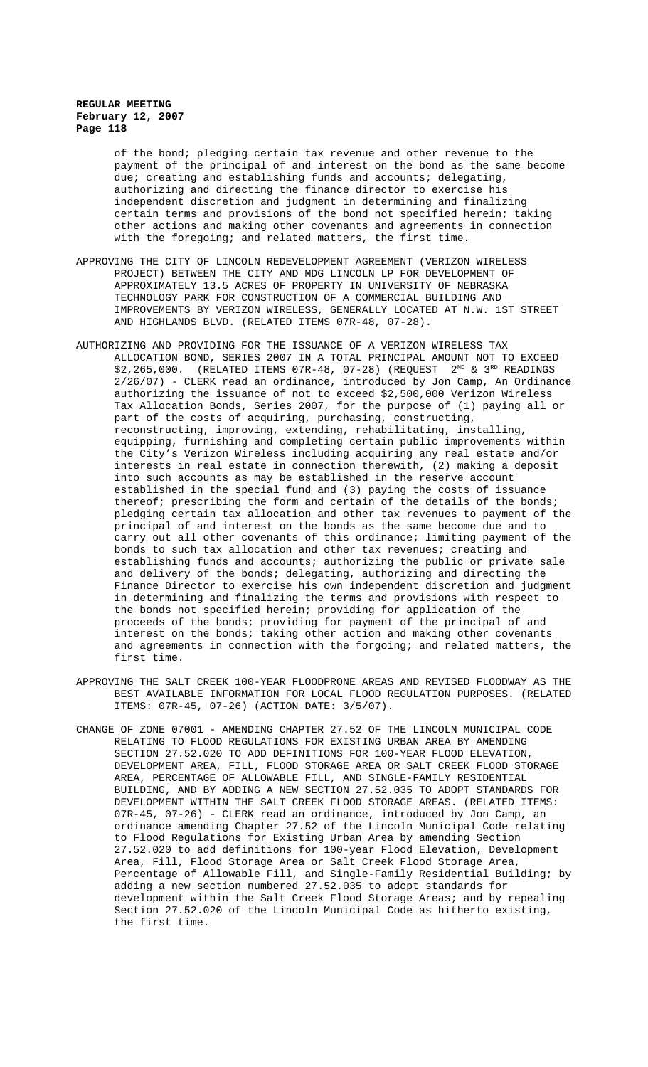of the bond; pledging certain tax revenue and other revenue to the payment of the principal of and interest on the bond as the same become due; creating and establishing funds and accounts; delegating, authorizing and directing the finance director to exercise his independent discretion and judgment in determining and finalizing certain terms and provisions of the bond not specified herein; taking other actions and making other covenants and agreements in connection with the foregoing; and related matters, the first time.

APPROVING THE CITY OF LINCOLN REDEVELOPMENT AGREEMENT (VERIZON WIRELESS PROJECT) BETWEEN THE CITY AND MDG LINCOLN LP FOR DEVELOPMENT OF APPROXIMATELY 13.5 ACRES OF PROPERTY IN UNIVERSITY OF NEBRASKA TECHNOLOGY PARK FOR CONSTRUCTION OF A COMMERCIAL BUILDING AND IMPROVEMENTS BY VERIZON WIRELESS, GENERALLY LOCATED AT N.W. 1ST STREET AND HIGHLANDS BLVD. (RELATED ITEMS 07R-48, 07-28).

AUTHORIZING AND PROVIDING FOR THE ISSUANCE OF A VERIZON WIRELESS TAX ALLOCATION BOND, SERIES 2007 IN A TOTAL PRINCIPAL AMOUNT NOT TO EXCEED $2,265,000. (RELATED ITEMS 07R-48, 07-28) (REQUEST 2ND & 3RD READINGS 2/26/07) - CLERK read an ordinance, introduced by Jon Camp, An Ordinance authorizing the issuance of not to exceed $2,500,000 Verizon Wireless Tax Allocation Bonds, Series 2007, for the purpose of (1) paying all or part of the costs of acquiring, purchasing, constructing, reconstructing, improving, extending, rehabilitating, installing, equipping, furnishing and completing certain public improvements within the City's Verizon Wireless including acquiring any real estate and/or interests in real estate in connection therewith, (2) making a deposit into such accounts as may be established in the reserve account established in the special fund and (3) paying the costs of issuance thereof; prescribing the form and certain of the details of the bonds; pledging certain tax allocation and other tax revenues to payment of the principal of and interest on the bonds as the same become due and to carry out all other covenants of this ordinance; limiting payment of the bonds to such tax allocation and other tax revenues; creating and establishing funds and accounts; authorizing the public or private sale and delivery of the bonds; delegating, authorizing and directing the Finance Director to exercise his own independent discretion and judgment in determining and finalizing the terms and provisions with respect to the bonds not specified herein; providing for application of the proceeds of the bonds; providing for payment of the principal of and interest on the bonds; taking other action and making other covenants and agreements in connection with the forgoing; and related matters, the first time.

APPROVING THE SALT CREEK 100-YEAR FLOODPRONE AREAS AND REVISED FLOODWAY AS THE BEST AVAILABLE INFORMATION FOR LOCAL FLOOD REGULATION PURPOSES. (RELATED ITEMS: 07R-45, 07-26) (ACTION DATE: 3/5/07).

CHANGE OF ZONE 07001 - AMENDING CHAPTER 27.52 OF THE LINCOLN MUNICIPAL CODE RELATING TO FLOOD REGULATIONS FOR EXISTING URBAN AREA BY AMENDING SECTION 27.52.020 TO ADD DEFINITIONS FOR 100-YEAR FLOOD ELEVATION, DEVELOPMENT AREA, FILL, FLOOD STORAGE AREA OR SALT CREEK FLOOD STORAGE AREA, PERCENTAGE OF ALLOWABLE FILL, AND SINGLE-FAMILY RESIDENTIAL BUILDING, AND BY ADDING A NEW SECTION 27.52.035 TO ADOPT STANDARDS FOR DEVELOPMENT WITHIN THE SALT CREEK FLOOD STORAGE AREAS. (RELATED ITEMS: 07R-45, 07-26) - CLERK read an ordinance, introduced by Jon Camp, an ordinance amending Chapter 27.52 of the Lincoln Municipal Code relating to Flood Regulations for Existing Urban Area by amending Section 27.52.020 to add definitions for 100-year Flood Elevation, Development Area, Fill, Flood Storage Area or Salt Creek Flood Storage Area, Percentage of Allowable Fill, and Single-Family Residential Building; by adding a new section numbered 27.52.035 to adopt standards for development within the Salt Creek Flood Storage Areas; and by repealing Section 27.52.020 of the Lincoln Municipal Code as hitherto existing, the first time.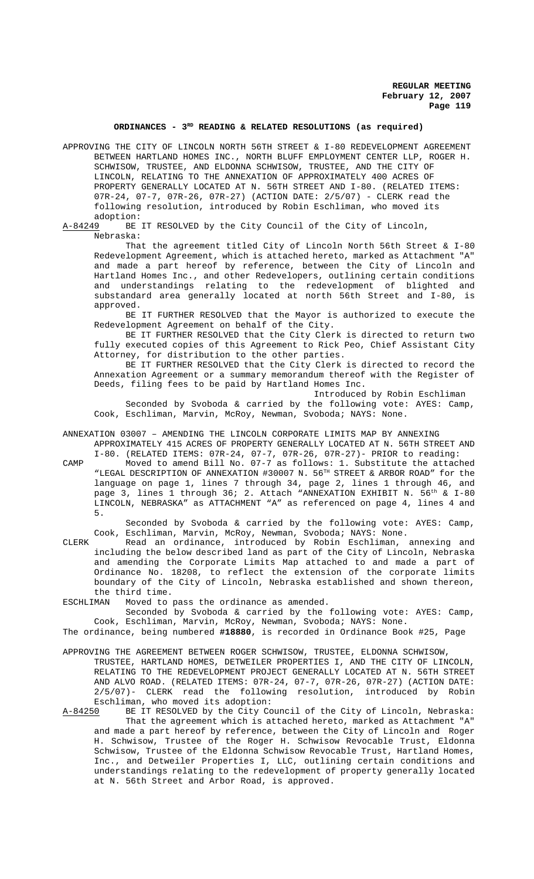## ORDINANCES - 3RD READING & RELATED RESOLUTIONS (as required)

APPROVING THE CITY OF LINCOLN NORTH 56TH STREET & I-80 REDEVELOPMENT AGREEMENT BETWEEN HARTLAND HOMES INC., NORTH BLUFF EMPLOYMENT CENTER LLP, ROGER H. SCHWISOW, TRUSTEE, AND ELDONNA SCHWISOW, TRUSTEE, AND THE CITY OF LINCOLN, RELATING TO THE ANNEXATION OF APPROXIMATELY 400 ACRES OF PROPERTY GENERALLY LOCATED AT N. 56TH STREET AND I-80. (RELATED ITEMS: 07R-24, 07-7, 07R-26, 07R-27) (ACTION DATE: 2/5/07) - CLERK read the following resolution, introduced by Robin Eschliman, who moved its adoption:

A-84249 BE IT RESOLVED by the City Council of the City of Lincoln, Nebraska:

That the agreement titled City of Lincoln North 56th Street & I-80 Redevelopment Agreement, which is attached hereto, marked as Attachment "A" and made a part hereof by reference, between the City of Lincoln and Hartland Homes Inc., and other Redevelopers, outlining certain conditions and understandings relating to the redevelopment of blighted and substandard area generally located at north 56th Street and I-80, is approved.

BE IT FURTHER RESOLVED that the Mayor is authorized to execute the Redevelopment Agreement on behalf of the City.

BE IT FURTHER RESOLVED that the City Clerk is directed to return two fully executed copies of this Agreement to Rick Peo, Chief Assistant City Attorney, for distribution to the other parties.

BE IT FURTHER RESOLVED that the City Clerk is directed to record the Annexation Agreement or a summary memorandum thereof with the Register of Deeds, filing fees to be paid by Hartland Homes Inc.

Introduced by Robin Eschliman

Seconded by Svoboda & carried by the following vote: AYES: Camp, Cook, Eschliman, Marvin, McRoy, Newman, Svoboda; NAYS: None.

ANNEXATION 03007 – AMENDING THE LINCOLN CORPORATE LIMITS MAP BY ANNEXING APPROXIMATELY 415 ACRES OF PROPERTY GENERALLY LOCATED AT N. 56TH STREET AND I-80. (RELATED ITEMS: 07R-24, 07-7, 07R-26, 07R-27)- PRIOR to reading:

CAMP Moved to amend Bill No. 07-7 as follows: 1. Substitute the attached "LEGAL DESCRIPTION OF ANNEXATION #30007 N. 56TH STREET & ARBOR ROAD" for the language on page 1, lines 7 through 34, page 2, lines 1 through 46, and page 3, lines 1 through 36; 2. Attach "ANNEXATION EXHIBIT N. 56th & I-80 LINCOLN, NEBRASKA" as ATTACHMENT "A" as referenced on page 4, lines 4 and 5.

Seconded by Svoboda & carried by the following vote: AYES: Camp, Cook, Eschliman, Marvin, McRoy, Newman, Svoboda; NAYS: None.

CLERK Read an ordinance, introduced by Robin Eschliman, annexing and including the below described land as part of the City of Lincoln, Nebraska and amending the Corporate Limits Map attached to and made a part of Ordinance No. 18208, to reflect the extension of the corporate limits boundary of the City of Lincoln, Nebraska established and shown thereon, the third time.

ESCHLIMAN Moved to pass the ordinance as amended.

Seconded by Svoboda & carried by the following vote: AYES: Camp, Cook, Eschliman, Marvin, McRoy, Newman, Svoboda; NAYS: None.

The ordinance, being numbered **#18880**, is recorded in Ordinance Book #25, Page

APPROVING THE AGREEMENT BETWEEN ROGER SCHWISOW, TRUSTEE, ELDONNA SCHWISOW, TRUSTEE, HARTLAND HOMES, DETWEILER PROPERTIES I, AND THE CITY OF LINCOLN, RELATING TO THE REDEVELOPMENT PROJECT GENERALLY LOCATED AT N. 56TH STREET AND ALVO ROAD. (RELATED ITEMS: 07R-24, 07-7, 07R-26, 07R-27) (ACTION DATE: 2/5/07)- CLERK read the following resolution, introduced by Robin Eschliman, who moved its adoption:

A-84250 BE IT RESOLVED by the City Council of the City of Lincoln, Nebraska:

That the agreement which is attached hereto, marked as Attachment "A" and made a part hereof by reference, between the City of Lincoln and Roger H. Schwisow, Trustee of the Roger H. Schwisow Revocable Trust, Eldonna Schwisow, Trustee of the Eldonna Schwisow Revocable Trust, Hartland Homes, Inc., and Detweiler Properties I, LLC, outlining certain conditions and understandings relating to the redevelopment of property generally located at N. 56th Street and Arbor Road, is approved.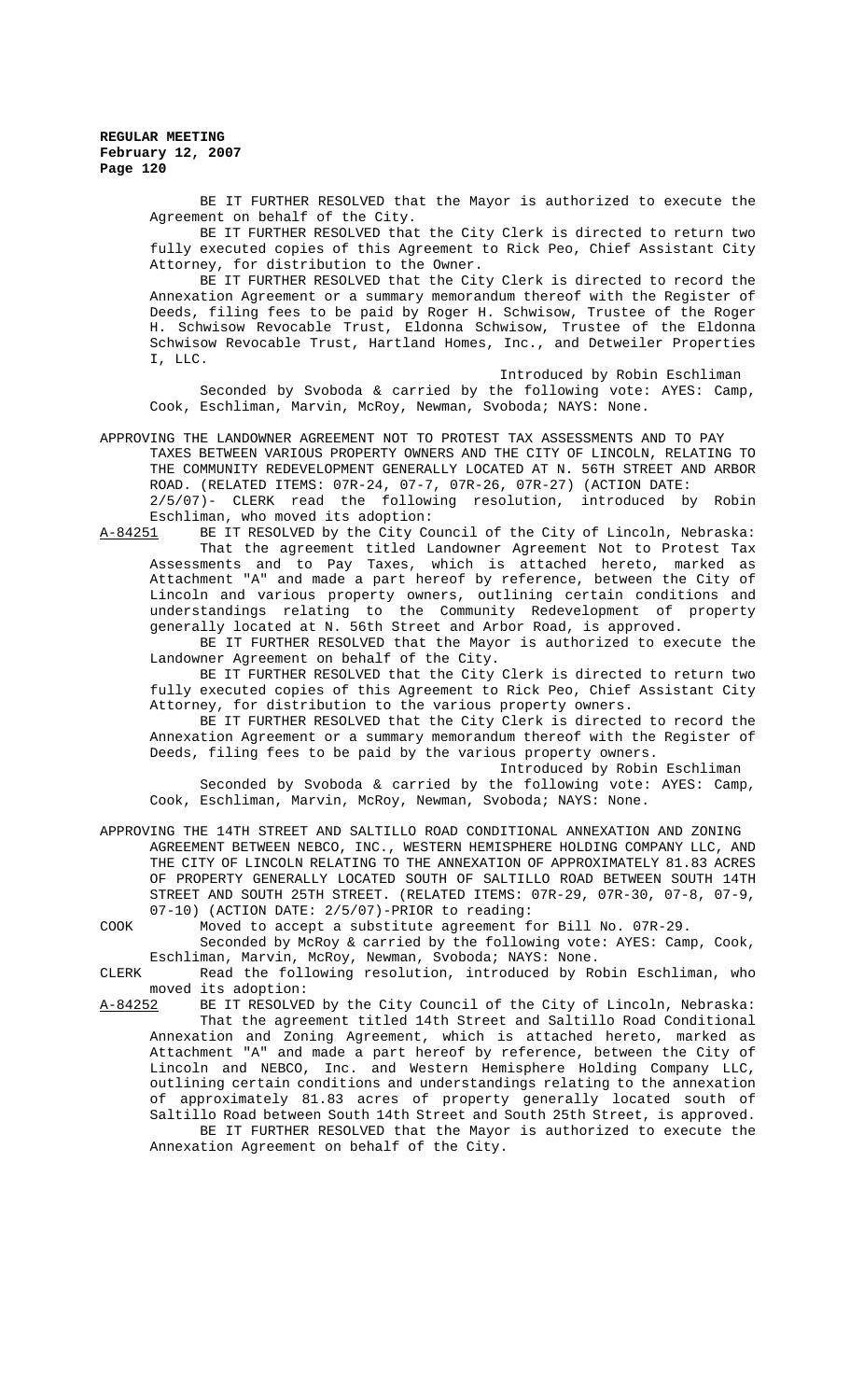BE IT FURTHER RESOLVED that the Mayor is authorized to execute the Agreement on behalf of the City.

BE IT FURTHER RESOLVED that the City Clerk is directed to return two fully executed copies of this Agreement to Rick Peo, Chief Assistant City Attorney, for distribution to the Owner.

BE IT FURTHER RESOLVED that the City Clerk is directed to record the Annexation Agreement or a summary memorandum thereof with the Register of Deeds, filing fees to be paid by Roger H. Schwisow, Trustee of the Roger H. Schwisow Revocable Trust, Eldonna Schwisow, Trustee of the Eldonna Schwisow Revocable Trust, Hartland Homes, Inc., and Detweiler Properties I, LLC.

Introduced by Robin Eschliman

Seconded by Svoboda & carried by the following vote: AYES: Camp, Cook, Eschliman, Marvin, McRoy, Newman, Svoboda; NAYS: None.

APPROVING THE LANDOWNER AGREEMENT NOT TO PROTEST TAX ASSESSMENTS AND TO PAY TAXES BETWEEN VARIOUS PROPERTY OWNERS AND THE CITY OF LINCOLN, RELATING TO THE COMMUNITY REDEVELOPMENT GENERALLY LOCATED AT N. 56TH STREET AND ARBOR ROAD. (RELATED ITEMS: 07R-24, 07-7, 07R-26, 07R-27) (ACTION DATE: 2/5/07)- CLERK read the following resolution, introduced by Robin Eschliman, who moved its adoption:

A-84251 BE IT RESOLVED by the City Council of the City of Lincoln, Nebraska:

That the agreement titled Landowner Agreement Not to Protest Tax Assessments and to Pay Taxes, which is attached hereto, marked as Attachment "A" and made a part hereof by reference, between the City of Lincoln and various property owners, outlining certain conditions and understandings relating to the Community Redevelopment of property generally located at N. 56th Street and Arbor Road, is approved.

BE IT FURTHER RESOLVED that the Mayor is authorized to execute the Landowner Agreement on behalf of the City.

BE IT FURTHER RESOLVED that the City Clerk is directed to return two fully executed copies of this Agreement to Rick Peo, Chief Assistant City Attorney, for distribution to the various property owners.

BE IT FURTHER RESOLVED that the City Clerk is directed to record the Annexation Agreement or a summary memorandum thereof with the Register of Deeds, filing fees to be paid by the various property owners.

Introduced by Robin Eschliman

Seconded by Svoboda & carried by the following vote: AYES: Camp, Cook, Eschliman, Marvin, McRoy, Newman, Svoboda; NAYS: None.

APPROVING THE 14TH STREET AND SALTILLO ROAD CONDITIONAL ANNEXATION AND ZONING AGREEMENT BETWEEN NEBCO, INC., WESTERN HEMISPHERE HOLDING COMPANY LLC, AND THE CITY OF LINCOLN RELATING TO THE ANNEXATION OF APPROXIMATELY 81.83 ACRES OF PROPERTY GENERALLY LOCATED SOUTH OF SALTILLO ROAD BETWEEN SOUTH 14TH STREET AND SOUTH 25TH STREET. (RELATED ITEMS: 07R-29, 07R-30, 07-8, 07-9, 07-10) (ACTION DATE: 2/5/07)-PRIOR to reading:

COOK Moved to accept a substitute agreement for Bill No. 07R-29.

Seconded by McRoy & carried by the following vote: AYES: Camp, Cook, Eschliman, Marvin, McRoy, Newman, Svoboda; NAYS: None.

CLERK Read the following resolution, introduced by Robin Eschliman, who moved its adoption:

A-84252 BE IT RESOLVED by the City Council of the City of Lincoln, Nebraska:

That the agreement titled 14th Street and Saltillo Road Conditional Annexation and Zoning Agreement, which is attached hereto, marked as Attachment "A" and made a part hereof by reference, between the City of Lincoln and NEBCO, Inc. and Western Hemisphere Holding Company LLC, outlining certain conditions and understandings relating to the annexation of approximately 81.83 acres of property generally located south of Saltillo Road between South 14th Street and South 25th Street, is approved.

BE IT FURTHER RESOLVED that the Mayor is authorized to execute the Annexation Agreement on behalf of the City.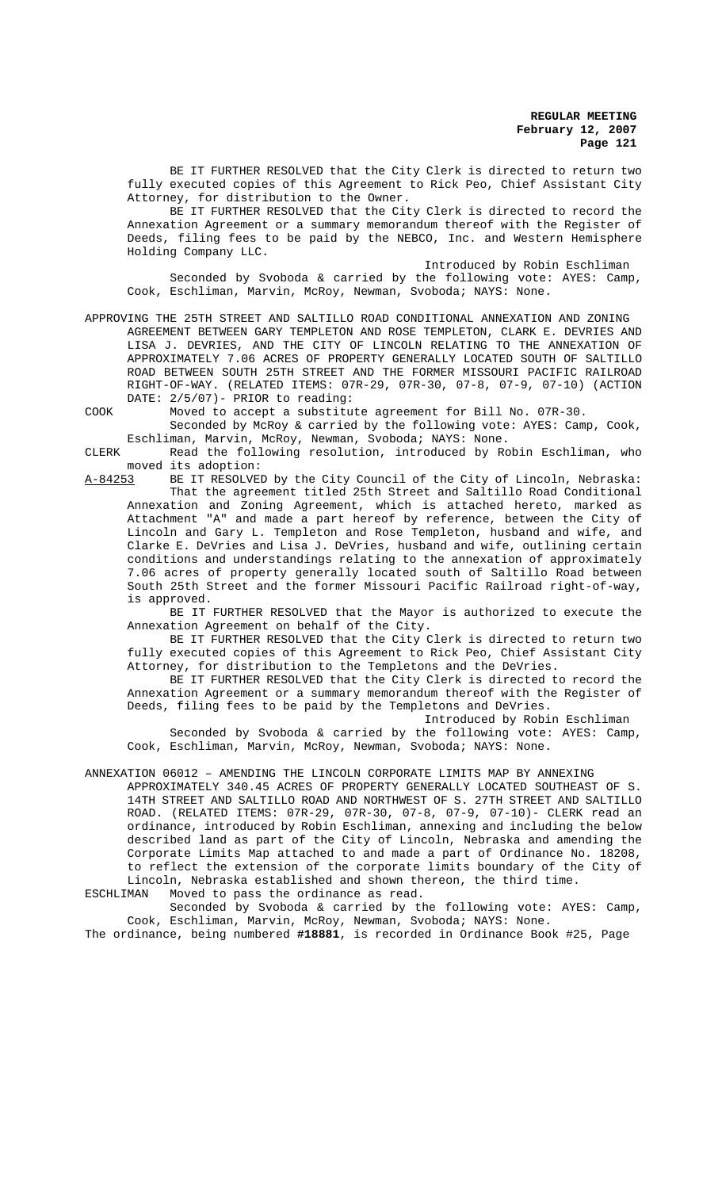BE IT FURTHER RESOLVED that the City Clerk is directed to return two fully executed copies of this Agreement to Rick Peo, Chief Assistant City Attorney, for distribution to the Owner.

BE IT FURTHER RESOLVED that the City Clerk is directed to record the Annexation Agreement or a summary memorandum thereof with the Register of Deeds, filing fees to be paid by the NEBCO, Inc. and Western Hemisphere Holding Company LLC.

Introduced by Robin Eschliman

Seconded by Svoboda & carried by the following vote: AYES: Camp, Cook, Eschliman, Marvin, McRoy, Newman, Svoboda; NAYS: None.

APPROVING THE 25TH STREET AND SALTILLO ROAD CONDITIONAL ANNEXATION AND ZONING AGREEMENT BETWEEN GARY TEMPLETON AND ROSE TEMPLETON, CLARK E. DEVRIES AND LISA J. DEVRIES, AND THE CITY OF LINCOLN RELATING TO THE ANNEXATION OF APPROXIMATELY 7.06 ACRES OF PROPERTY GENERALLY LOCATED SOUTH OF SALTILLO ROAD BETWEEN SOUTH 25TH STREET AND THE FORMER MISSOURI PACIFIC RAILROAD RIGHT-OF-WAY. (RELATED ITEMS: 07R-29, 07R-30, 07-8, 07-9, 07-10) (ACTION DATE: 2/5/07)- PRIOR to reading:

COOK Moved to accept a substitute agreement for Bill No. 07R-30.

Seconded by McRoy & carried by the following vote: AYES: Camp, Cook, Eschliman, Marvin, McRoy, Newman, Svoboda; NAYS: None.

CLERK Read the following resolution, introduced by Robin Eschliman, who moved its adoption:

A-84253 BE IT RESOLVED by the City Council of the City of Lincoln, Nebraska:

That the agreement titled 25th Street and Saltillo Road Conditional Annexation and Zoning Agreement, which is attached hereto, marked as Attachment "A" and made a part hereof by reference, between the City of Lincoln and Gary L. Templeton and Rose Templeton, husband and wife, and Clarke E. DeVries and Lisa J. DeVries, husband and wife, outlining certain conditions and understandings relating to the annexation of approximately 7.06 acres of property generally located south of Saltillo Road between South 25th Street and the former Missouri Pacific Railroad right-of-way, is approved.

BE IT FURTHER RESOLVED that the Mayor is authorized to execute the Annexation Agreement on behalf of the City.

BE IT FURTHER RESOLVED that the City Clerk is directed to return two fully executed copies of this Agreement to Rick Peo, Chief Assistant City Attorney, for distribution to the Templetons and the DeVries.

BE IT FURTHER RESOLVED that the City Clerk is directed to record the Annexation Agreement or a summary memorandum thereof with the Register of Deeds, filing fees to be paid by the Templetons and DeVries.

Introduced by Robin Eschliman

Seconded by Svoboda & carried by the following vote: AYES: Camp, Cook, Eschliman, Marvin, McRoy, Newman, Svoboda; NAYS: None.

ANNEXATION 06012 – AMENDING THE LINCOLN CORPORATE LIMITS MAP BY ANNEXING APPROXIMATELY 340.45 ACRES OF PROPERTY GENERALLY LOCATED SOUTHEAST OF S. 14TH STREET AND SALTILLO ROAD AND NORTHWEST OF S. 27TH STREET AND SALTILLO ROAD. (RELATED ITEMS: 07R-29, 07R-30, 07-8, 07-9, 07-10)- CLERK read an ordinance, introduced by Robin Eschliman, annexing and including the below described land as part of the City of Lincoln, Nebraska and amending the Corporate Limits Map attached to and made a part of Ordinance No. 18208, to reflect the extension of the corporate limits boundary of the City of Lincoln, Nebraska established and shown thereon, the third time.

ESCHLIMAN Moved to pass the ordinance as read.

Seconded by Svoboda & carried by the following vote: AYES: Camp, Cook, Eschliman, Marvin, McRoy, Newman, Svoboda; NAYS: None.

The ordinance, being numbered **#18881**, is recorded in Ordinance Book #25, Page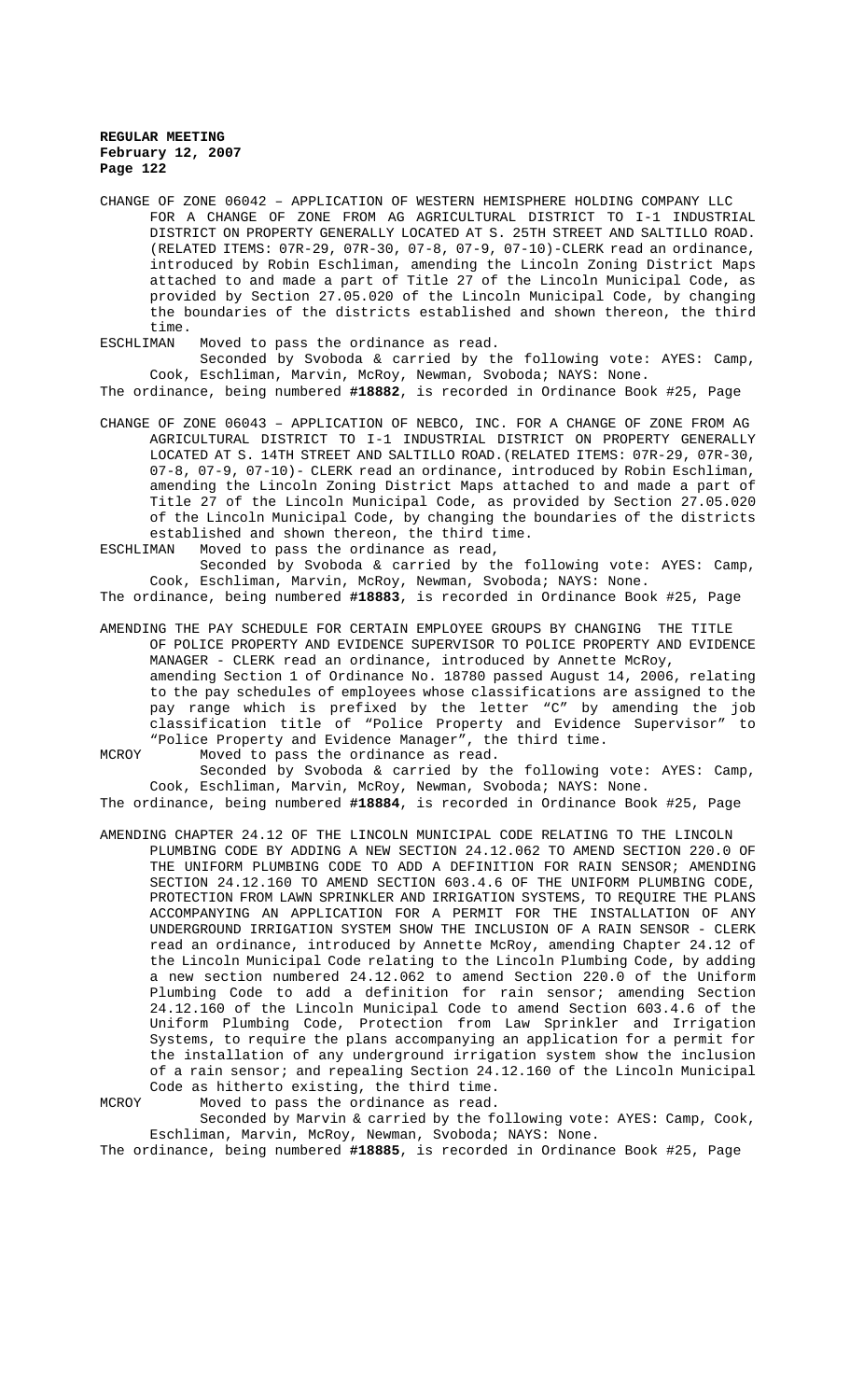CHANGE OF ZONE 06042 – APPLICATION OF WESTERN HEMISPHERE HOLDING COMPANY LLC FOR A CHANGE OF ZONE FROM AG AGRICULTURAL DISTRICT TO I-1 INDUSTRIAL DISTRICT ON PROPERTY GENERALLY LOCATED AT S. 25TH STREET AND SALTILLO ROAD. (RELATED ITEMS: 07R-29, 07R-30, 07-8, 07-9, 07-10)-CLERK read an ordinance, introduced by Robin Eschliman, amending the Lincoln Zoning District Maps attached to and made a part of Title 27 of the Lincoln Municipal Code, as provided by Section 27.05.020 of the Lincoln Municipal Code, by changing the boundaries of the districts established and shown thereon, the third time.

ESCHLIMAN Moved to pass the ordinance as read.

Seconded by Svoboda & carried by the following vote: AYES: Camp, Cook, Eschliman, Marvin, McRoy, Newman, Svoboda; NAYS: None.

The ordinance, being numbered **#18882**, is recorded in Ordinance Book #25, Page

CHANGE OF ZONE 06043 – APPLICATION OF NEBCO, INC. FOR A CHANGE OF ZONE FROM AG AGRICULTURAL DISTRICT TO I-1 INDUSTRIAL DISTRICT ON PROPERTY GENERALLY LOCATED AT S. 14TH STREET AND SALTILLO ROAD.(RELATED ITEMS: 07R-29, 07R-30, 07-8, 07-9, 07-10)- CLERK read an ordinance, introduced by Robin Eschliman, amending the Lincoln Zoning District Maps attached to and made a part of Title 27 of the Lincoln Municipal Code, as provided by Section 27.05.020 of the Lincoln Municipal Code, by changing the boundaries of the districts established and shown thereon, the third time.

ESCHLIMAN Moved to pass the ordinance as read,

Seconded by Svoboda & carried by the following vote: AYES: Camp, Cook, Eschliman, Marvin, McRoy, Newman, Svoboda; NAYS: None.

The ordinance, being numbered **#18883**, is recorded in Ordinance Book #25, Page

AMENDING THE PAY SCHEDULE FOR CERTAIN EMPLOYEE GROUPS BY CHANGING THE TITLE OF POLICE PROPERTY AND EVIDENCE SUPERVISOR TO POLICE PROPERTY AND EVIDENCE MANAGER - CLERK read an ordinance, introduced by Annette McRoy, amending Section 1 of Ordinance No. 18780 passed August 14, 2006, relating to the pay schedules of employees whose classifications are assigned to the pay range which is prefixed by the letter "C" by amending the job classification title of "Police Property and Evidence Supervisor" to "Police Property and Evidence Manager", the third time.

MCROY Moved to pass the ordinance as read.

Seconded by Svoboda & carried by the following vote: AYES: Camp, Cook, Eschliman, Marvin, McRoy, Newman, Svoboda; NAYS: None.

The ordinance, being numbered **#18884**, is recorded in Ordinance Book #25, Page

AMENDING CHAPTER 24.12 OF THE LINCOLN MUNICIPAL CODE RELATING TO THE LINCOLN PLUMBING CODE BY ADDING A NEW SECTION 24.12.062 TO AMEND SECTION 220.0 OF THE UNIFORM PLUMBING CODE TO ADD A DEFINITION FOR RAIN SENSOR; AMENDING SECTION 24.12.160 TO AMEND SECTION 603.4.6 OF THE UNIFORM PLUMBING CODE, PROTECTION FROM LAWN SPRINKLER AND IRRIGATION SYSTEMS, TO REQUIRE THE PLANS ACCOMPANYING AN APPLICATION FOR A PERMIT FOR THE INSTALLATION OF ANY UNDERGROUND IRRIGATION SYSTEM SHOW THE INCLUSION OF A RAIN SENSOR - CLERK read an ordinance, introduced by Annette McRoy, amending Chapter 24.12 of the Lincoln Municipal Code relating to the Lincoln Plumbing Code, by adding a new section numbered 24.12.062 to amend Section 220.0 of the Uniform Plumbing Code to add a definition for rain sensor; amending Section 24.12.160 of the Lincoln Municipal Code to amend Section 603.4.6 of the Uniform Plumbing Code, Protection from Law Sprinkler and Irrigation Systems, to require the plans accompanying an application for a permit for the installation of any underground irrigation system show the inclusion of a rain sensor; and repealing Section 24.12.160 of the Lincoln Municipal Code as hitherto existing, the third time.

MCROY Moved to pass the ordinance as read.

Seconded by Marvin & carried by the following vote: AYES: Camp, Cook, Eschliman, Marvin, McRoy, Newman, Svoboda; NAYS: None.

The ordinance, being numbered **#18885**, is recorded in Ordinance Book #25, Page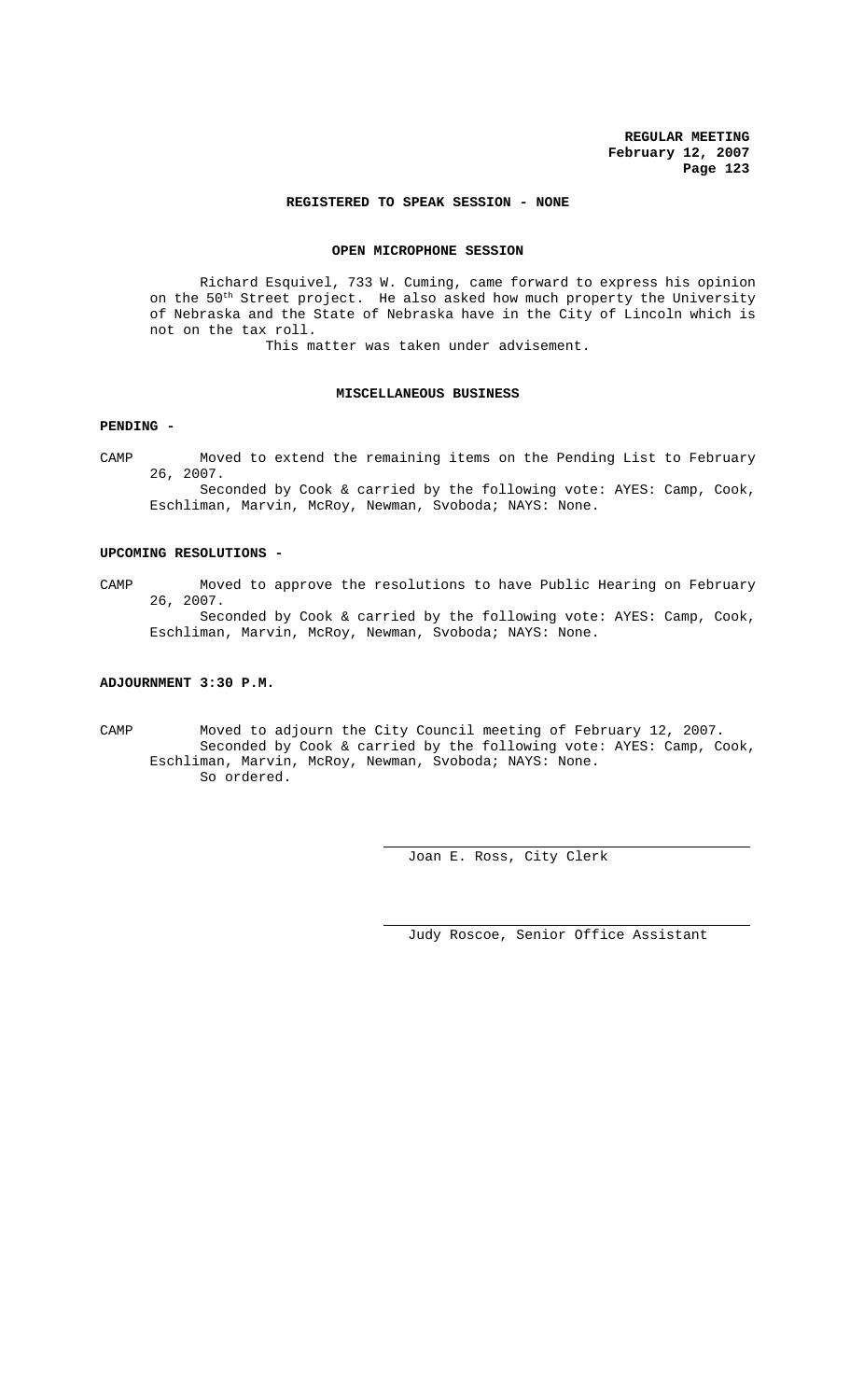**REGISTERED TO SPEAK SESSION - NONE**

**OPEN MICROPHONE SESSION**

Richard Esquivel, 733 W. Cuming, came forward to express his opinion on the 50th Street project. He also asked how much property the University of Nebraska and the State of Nebraska have in the City of Lincoln which is not on the tax roll.

This matter was taken under advisement.

**MISCELLANEOUS BUSINESS**

**PENDING -**

CAMP Moved to extend the remaining items on the Pending List to February 26, 2007.

Seconded by Cook & carried by the following vote: AYES: Camp, Cook, Eschliman, Marvin, McRoy, Newman, Svoboda; NAYS: None.

**UPCOMING RESOLUTIONS -**

CAMP Moved to approve the resolutions to have Public Hearing on February 26, 2007.

Seconded by Cook & carried by the following vote: AYES: Camp, Cook, Eschliman, Marvin, McRoy, Newman, Svoboda; NAYS: None.

**ADJOURNMENT 3:30 P.M.**

CAMP Moved to adjourn the City Council meeting of February 12, 2007.

Seconded by Cook & carried by the following vote: AYES: Camp, Cook, Eschliman, Marvin, McRoy, Newman, Svoboda; NAYS: None.

So ordered.

Joan E. Ross, City Clerk

Judy Roscoe, Senior Office Assistant